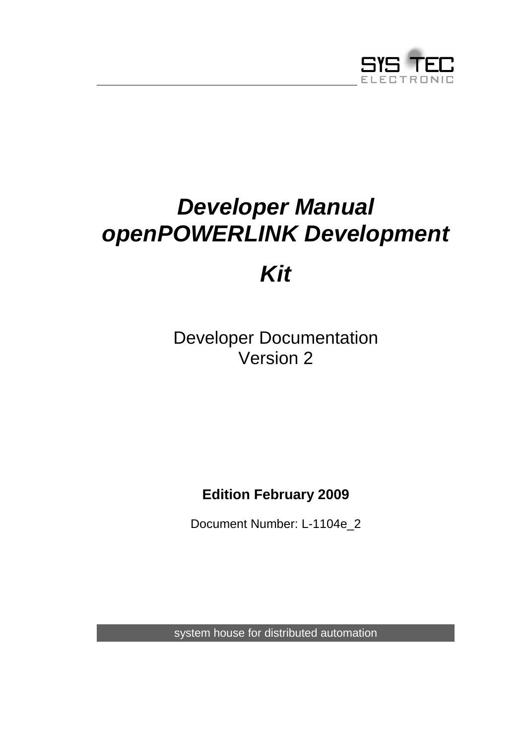SYS TEC ELECTRONIC

# *Developer Manual openPOWERLINK Development Kit*

Developer Documentation
Version 2

**Edition February 2009**

Document Number: L-1104e_2

system house for distributed automation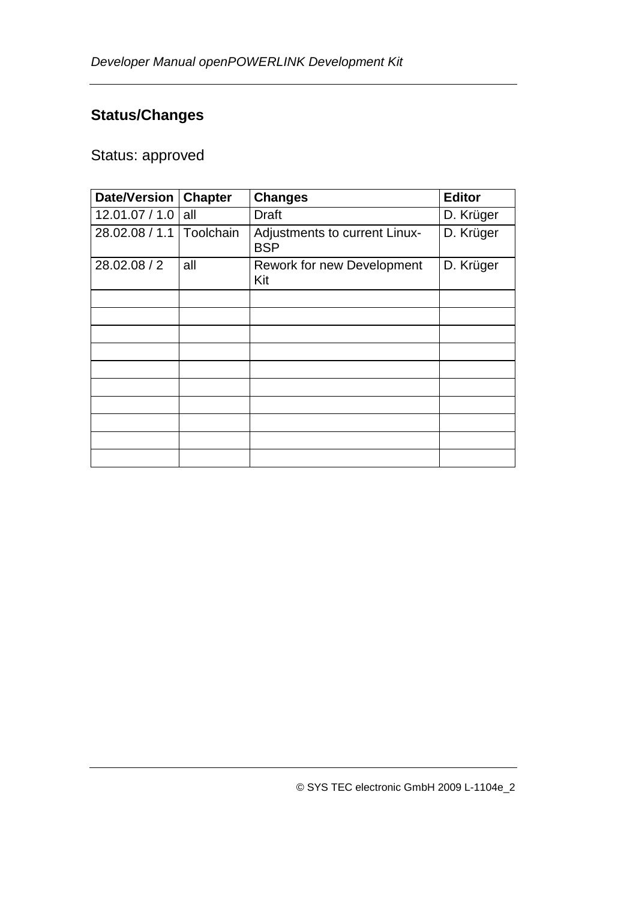## Status/Changes

Status: approved

| Date/Version | Chapter | Changes | Editor |
| --- | --- | --- | --- |
| 12.01.07 / 1.0 | all | Draft | D. Krüger |
| 28.02.08 / 1.1 | Toolchain | Adjustments to current Linux-BSP | D. Krüger |
| 28.02.08 / 2 | all | Rework for new Development Kit | D. Krüger |
| | | | |
| | | | |
| | | | |
| | | | |
| | | | |
| | | | |
| | | | |
| | | | |
| | | | |
| | | | |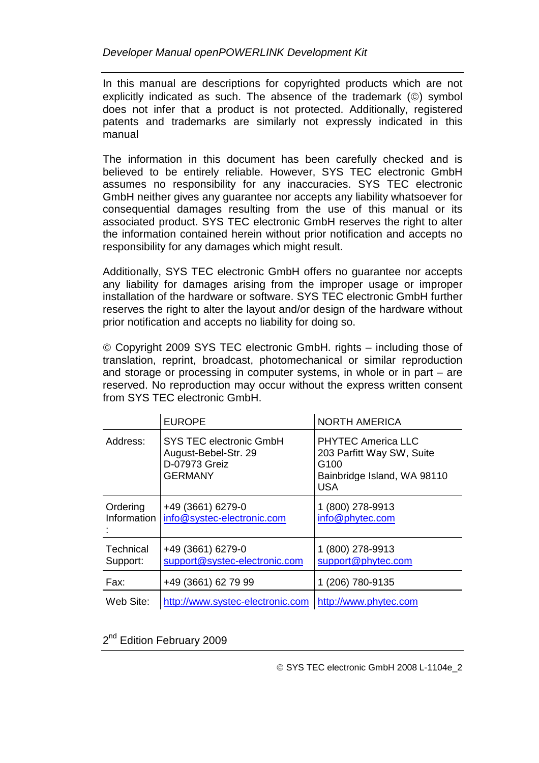In this manual are descriptions for copyrighted products which are not explicitly indicated as such. The absence of the trademark (©) symbol does not infer that a product is not protected. Additionally, registered patents and trademarks are similarly not expressly indicated in this manual

The information in this document has been carefully checked and is believed to be entirely reliable. However, SYS TEC electronic GmbH assumes no responsibility for any inaccuracies. SYS TEC electronic GmbH neither gives any guarantee nor accepts any liability whatsoever for consequential damages resulting from the use of this manual or its associated product. SYS TEC electronic GmbH reserves the right to alter the information contained herein without prior notification and accepts no responsibility for any damages which might result.

Additionally, SYS TEC electronic GmbH offers no guarantee nor accepts any liability for damages arising from the improper usage or improper installation of the hardware or software. SYS TEC electronic GmbH further reserves the right to alter the layout and/or design of the hardware without prior notification and accepts no liability for doing so.

© Copyright 2009 SYS TEC electronic GmbH. rights – including those of translation, reprint, broadcast, photomechanical or similar reproduction and storage or processing in computer systems, in whole or in part – are reserved. No reproduction may occur without the express written consent from SYS TEC electronic GmbH.

| | EUROPE | NORTH AMERICA |
|---|---|---|
| Address: | SYS TEC electronic GmbH<br>August-Bebel-Str. 29<br>D-07973 Greiz<br>GERMANY | PHYTEC America LLC<br>203 Parfitt Way SW, Suite G100<br>Bainbridge Island, WA 98110<br>USA |
| Ordering Information: | +49 (3661) 6279-0<br>info@systec-electronic.com | 1 (800) 278-9913<br>info@phytec.com |
| Technical Support: | +49 (3661) 6279-0<br>support@systec-electronic.com | 1 (800) 278-9913<br>support@phytec.com |
| Fax: | +49 (3661) 62 79 99 | 1 (206) 780-9135 |
| Web Site: | http://www.systec-electronic.com | http://www.phytec.com |

2nd Edition February 2009

© SYS TEC electronic GmbH 2008 L-1104e_2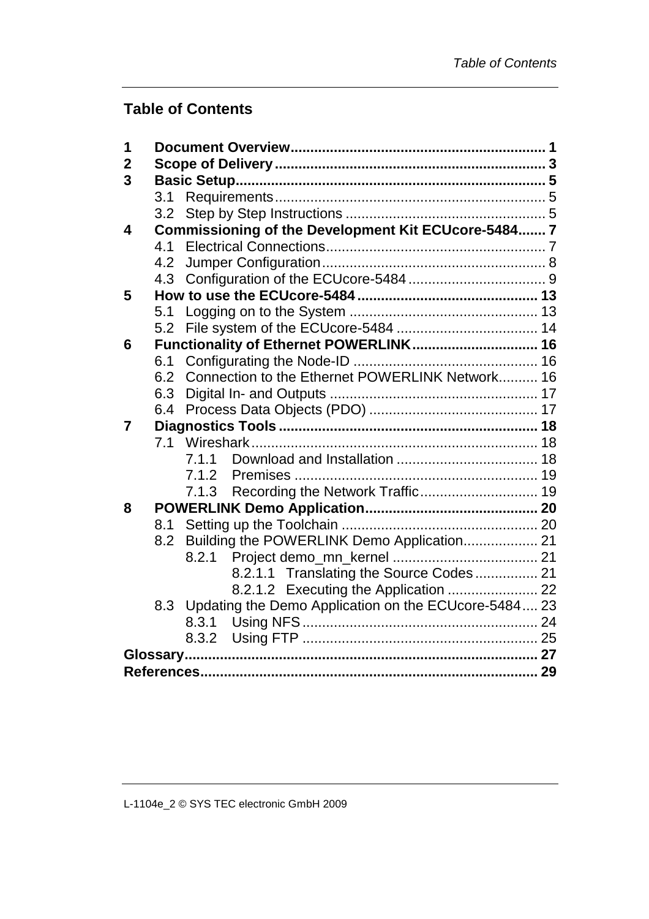## Table of Contents

**1 Document Overview ... 1**
**2 Scope of Delivery ... 3**
**3 Basic Setup ... 5**
- 3.1 Requirements ... 5
- 3.2 Step by Step Instructions ... 5

**4 Commissioning of the Development Kit ECUcore-5484 ... 7**
- 4.1 Electrical Connections ... 7
- 4.2 Jumper Configuration ... 8
- 4.3 Configuration of the ECUcore-5484 ... 9

**5 How to use the ECUcore-5484 ... 13**
- 5.1 Logging on to the System ... 13
- 5.2 File system of the ECUcore-5484 ... 14

**6 Functionality of Ethernet POWERLINK ... 16**
- 6.1 Configurating the Node-ID ... 16
- 6.2 Connection to the Ethernet POWERLINK Network ... 16
- 6.3 Digital In- and Outputs ... 17
- 6.4 Process Data Objects (PDO) ... 17

**7 Diagnostics Tools ... 18**
- 7.1 Wireshark ... 18
  - 7.1.1 Download and Installation ... 18
  - 7.1.2 Premises ... 19
  - 7.1.3 Recording the Network Traffic ... 19

**8 POWERLINK Demo Application ... 20**
- 8.1 Setting up the Toolchain ... 20
- 8.2 Building the POWERLINK Demo Application ... 21
  - 8.2.1 Project demo_mn_kernel ... 21
    - 8.2.1.1 Translating the Source Codes ... 21
    - 8.2.1.2 Executing the Application ... 22
- 8.3 Updating the Demo Application on the ECUcore-5484 ... 23
  - 8.3.1 Using NFS ... 24
  - 8.3.2 Using FTP ... 25

**Glossary ... 27**
**References ... 29**

L-1104e_2 © SYS TEC electronic GmbH 2009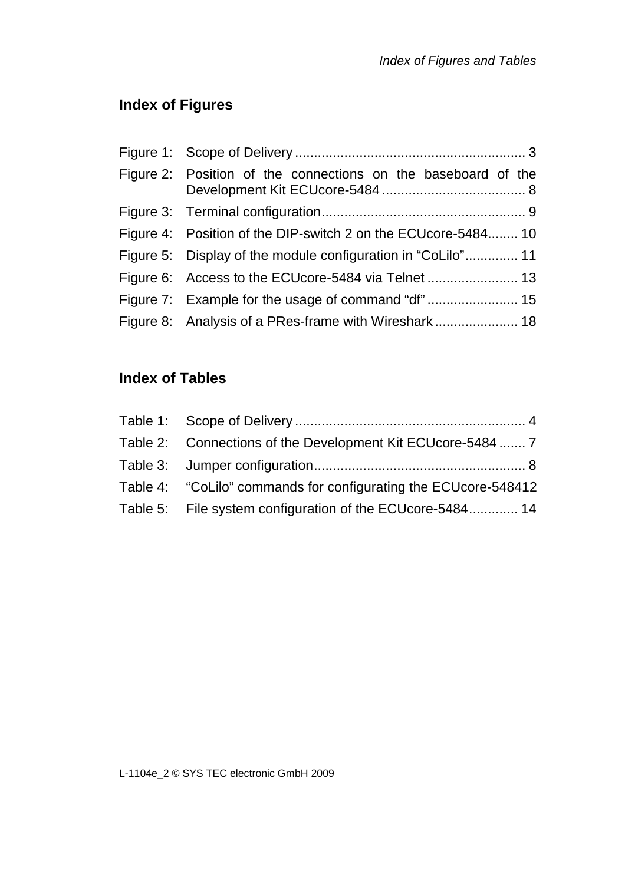## Index of Figures

Figure 1: Scope of Delivery ............................................................ 3

Figure 2: Position of the connections on the baseboard of the Development Kit ECUcore-5484 ...................................... 8

Figure 3: Terminal configuration...................................................... 9

Figure 4: Position of the DIP-switch 2 on the ECUcore-5484........ 10

Figure 5: Display of the module configuration in “CoLilo”.............. 11

Figure 6: Access to the ECUcore-5484 via Telnet ........................ 13

Figure 7: Example for the usage of command “df” ........................ 15

Figure 8: Analysis of a PRes-frame with Wireshark ...................... 18

## Index of Tables

Table 1: Scope of Delivery ............................................................ 4

Table 2: Connections of the Development Kit ECUcore-5484 ....... 7

Table 3: Jumper configuration........................................................ 8

Table 4: “CoLilo” commands for configurating the ECUcore-548412

Table 5: File system configuration of the ECUcore-5484............. 14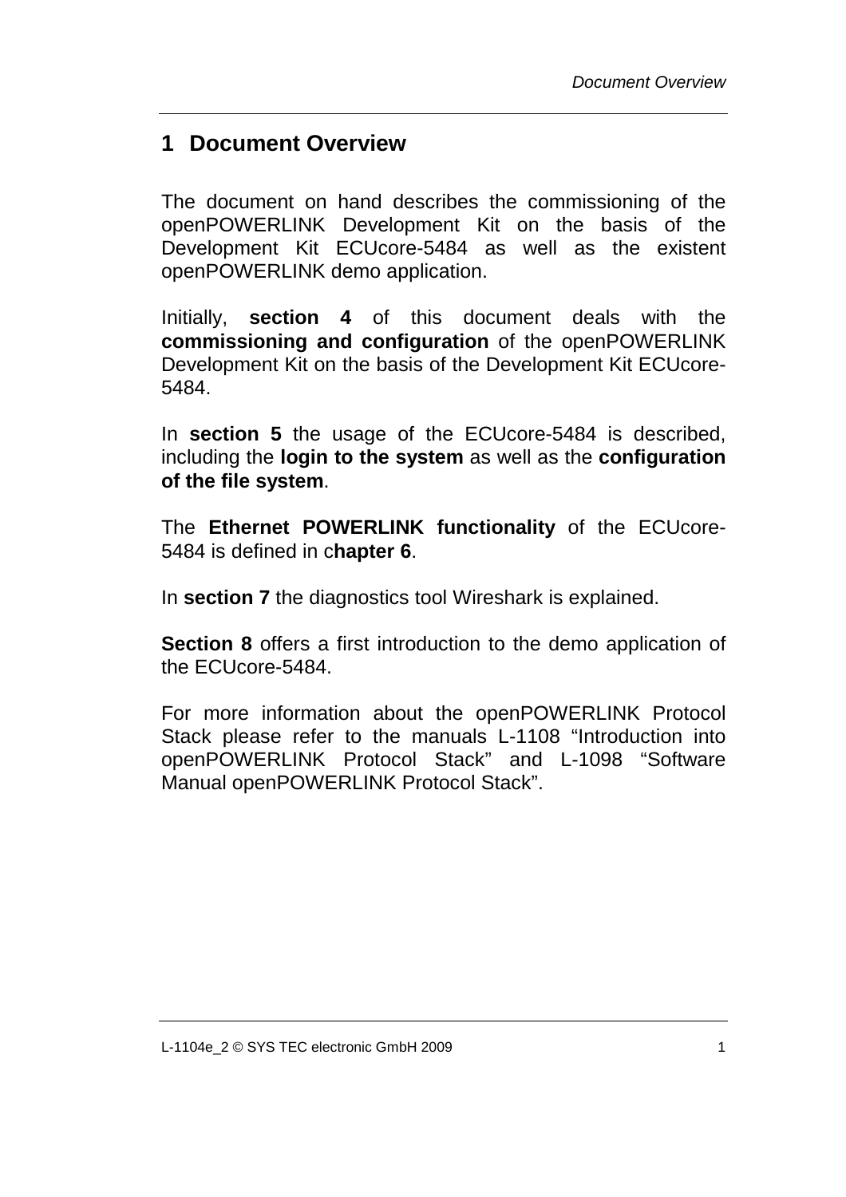# 1 Document Overview

The document on hand describes the commissioning of the openPOWERLINK Development Kit on the basis of the Development Kit ECUcore-5484 as well as the existent openPOWERLINK demo application.

Initially, **section 4** of this document deals with the **commissioning and configuration** of the openPOWERLINK Development Kit on the basis of the Development Kit ECUcore-5484.

In **section 5** the usage of the ECUcore-5484 is described, including the **login to the system** as well as the **configuration of the file system**.

The **Ethernet POWERLINK functionality** of the ECUcore-5484 is defined in c**hapter 6**.

In **section 7** the diagnostics tool Wireshark is explained.

**Section 8** offers a first introduction to the demo application of the ECUcore-5484.

For more information about the openPOWERLINK Protocol Stack please refer to the manuals L-1108 "Introduction into openPOWERLINK Protocol Stack" and L-1098 "Software Manual openPOWERLINK Protocol Stack".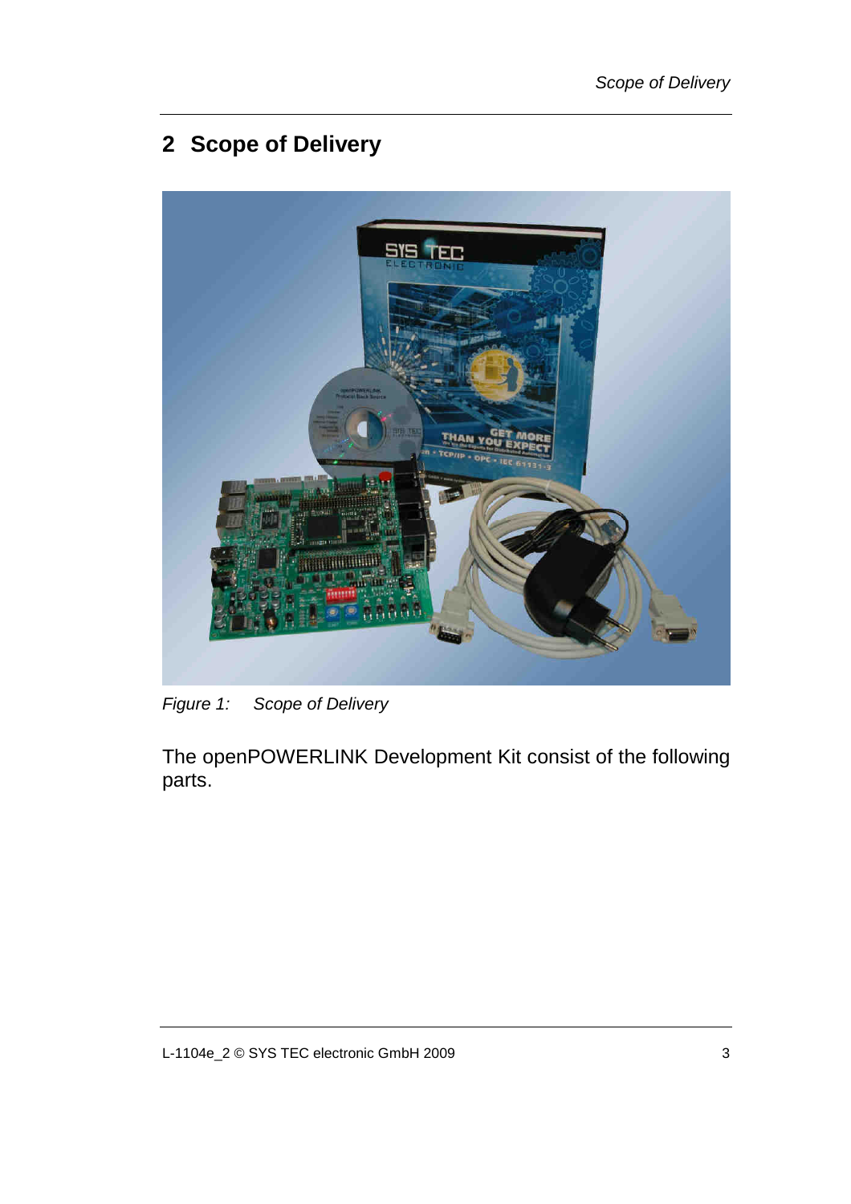# 2 Scope of Delivery

*Figure 1: Scope of Delivery*

The openPOWERLINK Development Kit consist of the following parts.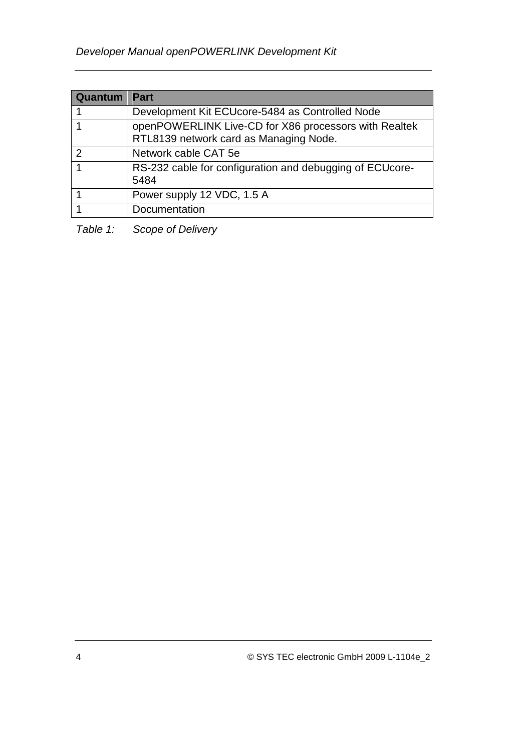| Quantum | Part |
| --- | --- |
| 1 | Development Kit ECUcore-5484 as Controlled Node |
| 1 | openPOWERLINK Live-CD for X86 processors with Realtek RTL8139 network card as Managing Node. |
| 2 | Network cable CAT 5e |
| 1 | RS-232 cable for configuration and debugging of ECUcore-5484 |
| 1 | Power supply 12 VDC, 1.5 A |
| 1 | Documentation |

*Table 1: Scope of Delivery*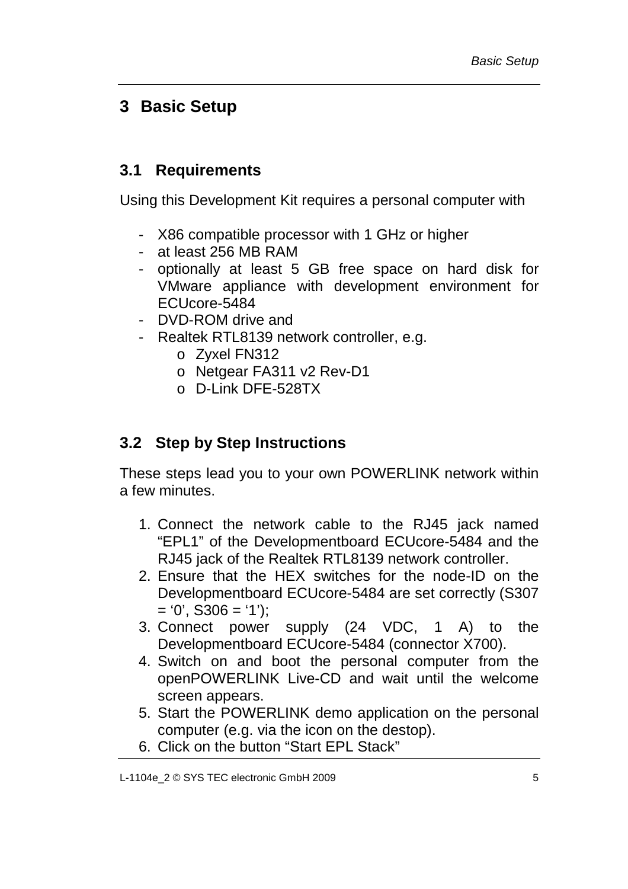# 3 Basic Setup

## 3.1 Requirements

Using this Development Kit requires a personal computer with

- X86 compatible processor with 1 GHz or higher
- at least 256 MB RAM
- optionally at least 5 GB free space on hard disk for VMware appliance with development environment for ECUcore-5484
- DVD-ROM drive and
- Realtek RTL8139 network controller, e.g.
    - Zyxel FN312
    - Netgear FA311 v2 Rev-D1
    - D-Link DFE-528TX

## 3.2 Step by Step Instructions

These steps lead you to your own POWERLINK network within a few minutes.

1. Connect the network cable to the RJ45 jack named "EPL1" of the Developmentboard ECUcore-5484 and the RJ45 jack of the Realtek RTL8139 network controller.
2. Ensure that the HEX switches for the node-ID on the Developmentboard ECUcore-5484 are set correctly (S307 = '0', S306 = '1');
3. Connect power supply (24 VDC, 1 A) to the Developmentboard ECUcore-5484 (connector X700).
4. Switch on and boot the personal computer from the openPOWERLINK Live-CD and wait until the welcome screen appears.
5. Start the POWERLINK demo application on the personal computer (e.g. via the icon on the destop).
6. Click on the button "Start EPL Stack"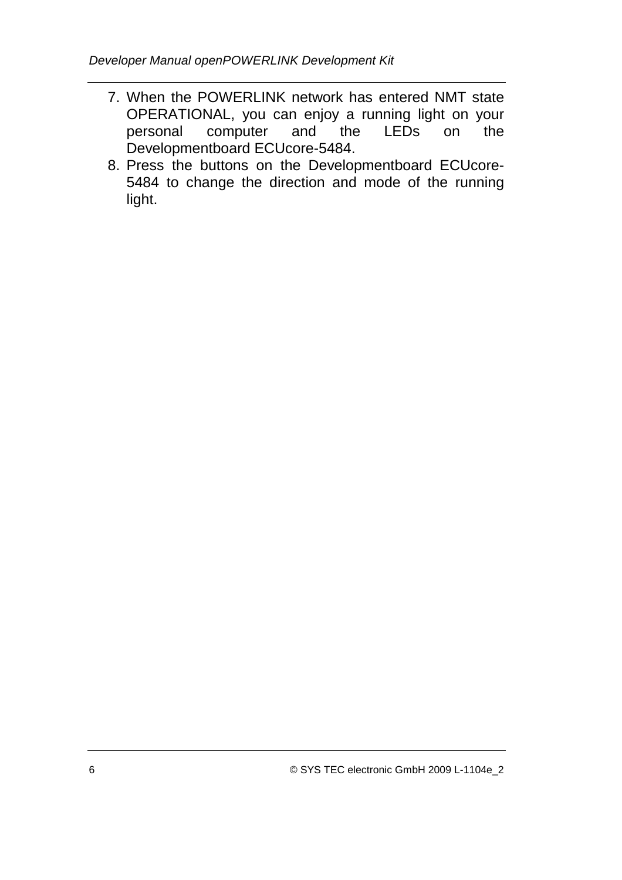7. When the POWERLINK network has entered NMT state OPERATIONAL, you can enjoy a running light on your personal computer and the LEDs on the Developmentboard ECUcore-5484.
8. Press the buttons on the Developmentboard ECUcore-5484 to change the direction and mode of the running light.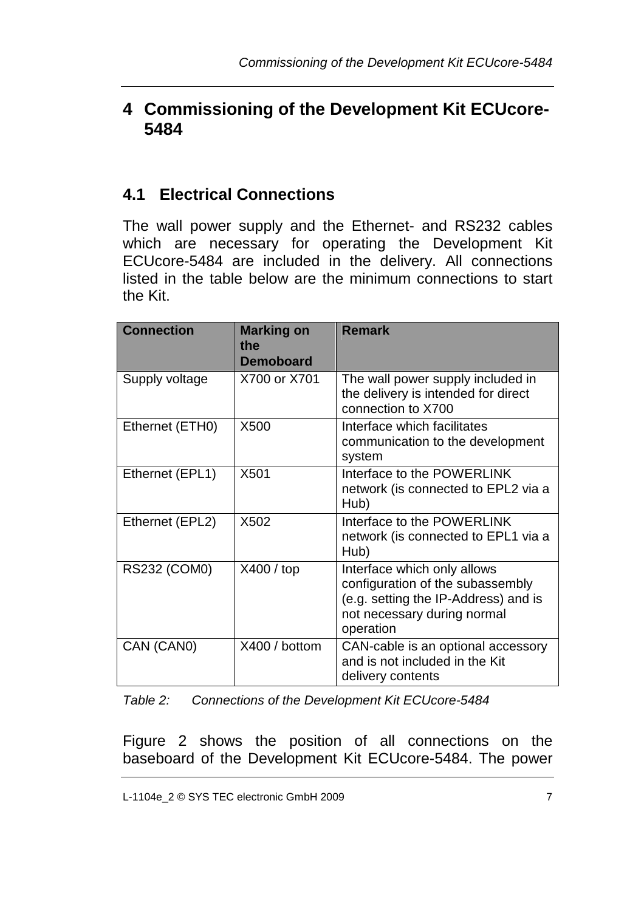# 4 Commissioning of the Development Kit ECUcore-5484

## 4.1 Electrical Connections

The wall power supply and the Ethernet- and RS232 cables which are necessary for operating the Development Kit ECUcore-5484 are included in the delivery. All connections listed in the table below are the minimum connections to start the Kit.

| Connection | Marking on the Demoboard | Remark |
|---|---|---|
| Supply voltage | X700 or X701 | The wall power supply included in the delivery is intended for direct connection to X700 |
| Ethernet (ETH0) | X500 | Interface which facilitates communication to the development system |
| Ethernet (EPL1) | X501 | Interface to the POWERLINK network (is connected to EPL2 via a Hub) |
| Ethernet (EPL2) | X502 | Interface to the POWERLINK network (is connected to EPL1 via a Hub) |
| RS232 (COM0) | X400 / top | Interface which only allows configuration of the subassembly (e.g. setting the IP-Address) and is not necessary during normal operation |
| CAN (CAN0) | X400 / bottom | CAN-cable is an optional accessory and is not included in the Kit delivery contents |

*Table 2: Connections of the Development Kit ECUcore-5484*

Figure 2 shows the position of all connections on the baseboard of the Development Kit ECUcore-5484. The power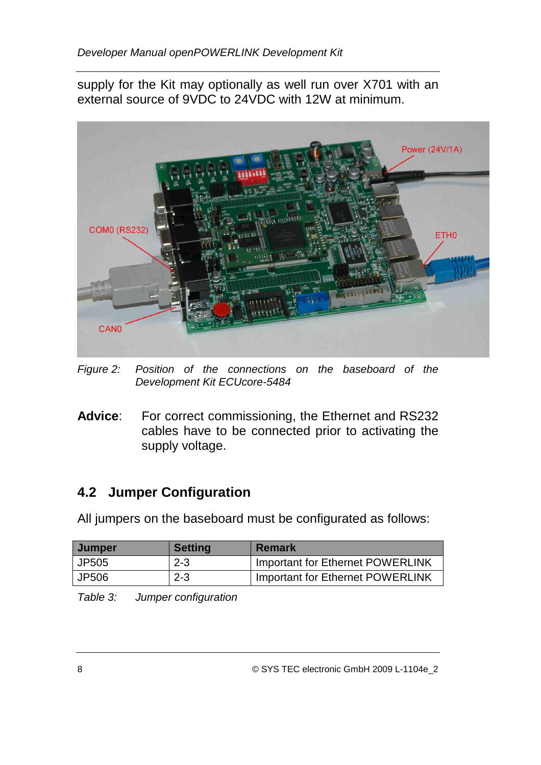supply for the Kit may optionally as well run over X701 with an external source of 9VDC to 24VDC with 12W at minimum.

*Figure 2: Position of the connections on the baseboard of the Development Kit ECUcore-5484*

**Advice**: For correct commissioning, the Ethernet and RS232 cables have to be connected prior to activating the supply voltage.

## 4.2 Jumper Configuration

All jumpers on the baseboard must be configurated as follows:

| Jumper | Setting | Remark |
|---|---|---|
| JP505 | 2-3 | Important for Ethernet POWERLINK |
| JP506 | 2-3 | Important for Ethernet POWERLINK |

*Table 3: Jumper configuration*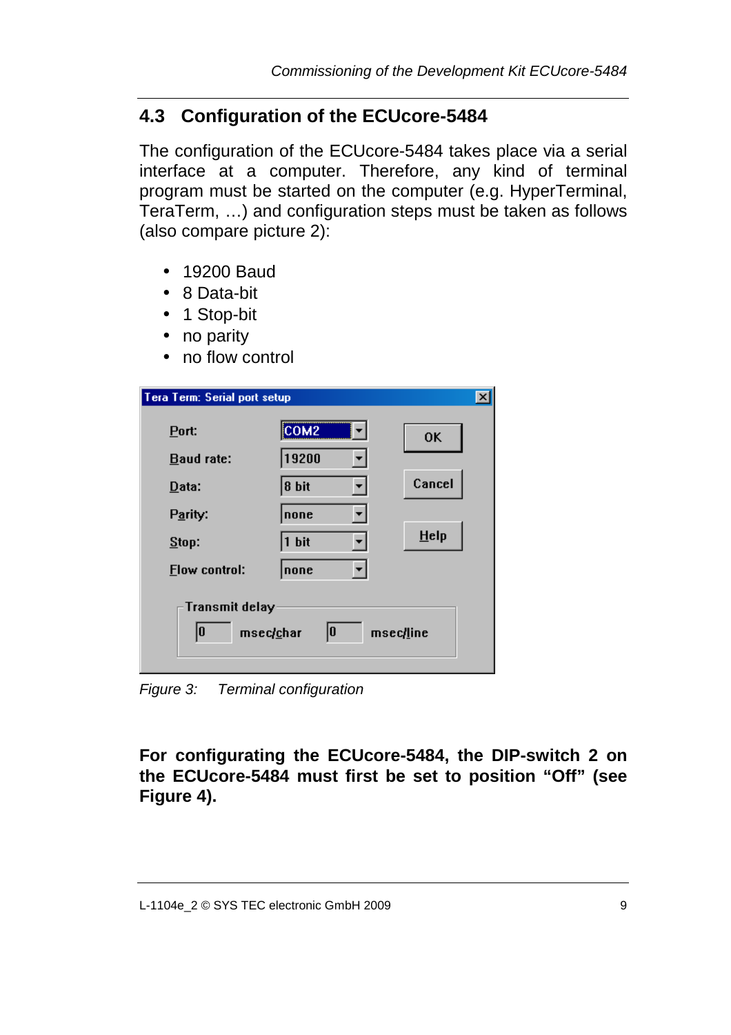## 4.3 Configuration of the ECUcore-5484

The configuration of the ECUcore-5484 takes place via a serial interface at a computer. Therefore, any kind of terminal program must be started on the computer (e.g. HyperTerminal, TeraTerm, …) and configuration steps must be taken as follows (also compare picture 2):

- 19200 Baud
- 8 Data-bit
- 1 Stop-bit
- no parity
- no flow control

*Figure 3: Terminal configuration*

**For configurating the ECUcore-5484, the DIP-switch 2 on the ECUcore-5484 must first be set to position "Off" (see Figure 4).**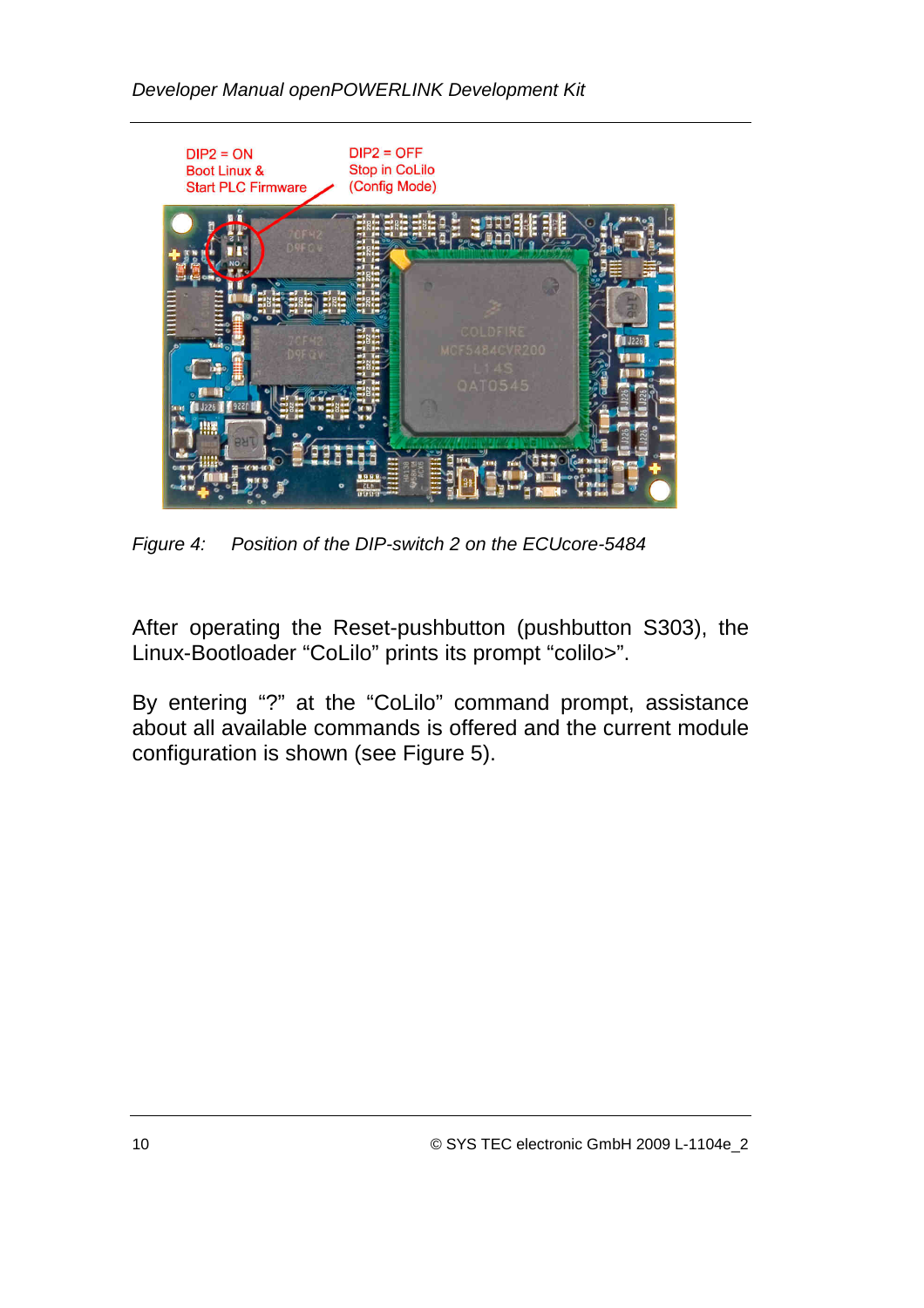DIP2 = ON
Boot Linux &
Start PLC Firmware

DIP2 = OFF
Stop in CoLilo
(Config Mode)

*Figure 4: Position of the DIP-switch 2 on the ECUcore-5484*

After operating the Reset-pushbutton (pushbutton S303), the Linux-Bootloader “CoLilo” prints its prompt “colilo>”.

By entering “?” at the “CoLilo” command prompt, assistance about all available commands is offered and the current module configuration is shown (see Figure 5).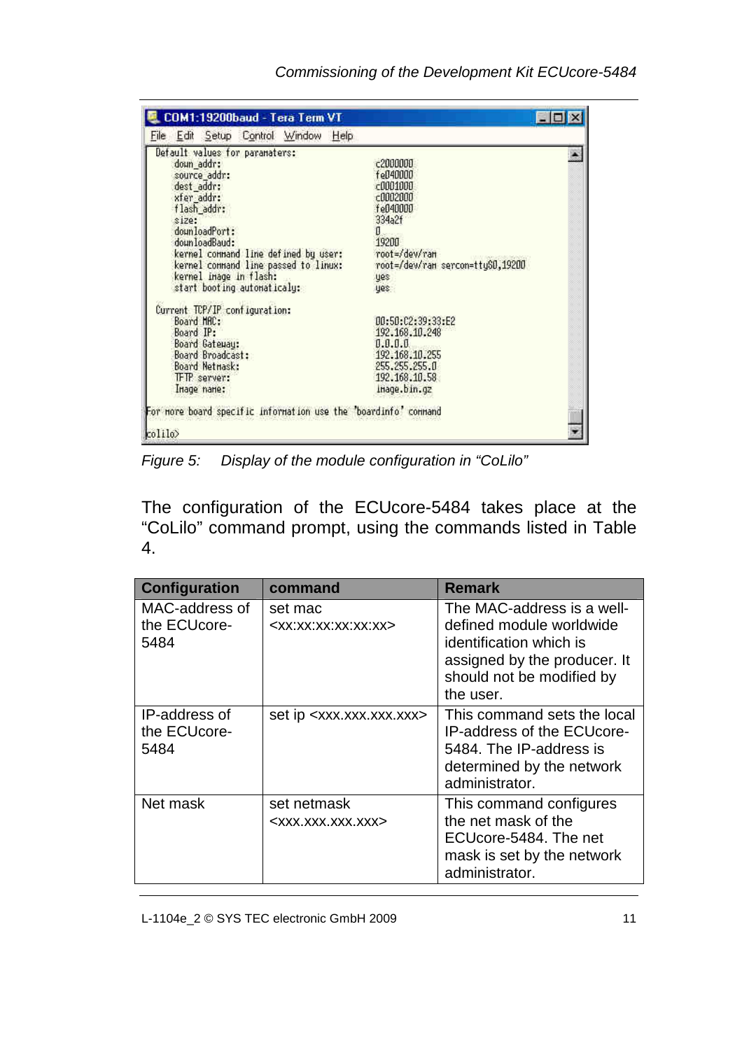```
COM1:19200baud - Tera Term VT
File  Edit  Setup  Control  Window  Help
Default values for parameters:
    down_addr:                              c2000000
    source_addr:                            fe040000
    dest_addr:                              c0001000
    xfer_addr:                              c0002000
    flash_addr:                             fe040000
    size:                                   334a2f
    downloadPort:                           0
    downloadBaud:                           19200
    kernel command line defined by user:    root=/dev/ram
    kernel command line passed to linux:    root=/dev/ram sercon=ttyS0,19200
    kernel image in flash:                  yes
    start booting automaticaly:             yes

Current TCP/IP configuration:
    Board MAC:                              00:50:C2:39:33:E2
    Board IP:                               192.168.10.248
    Board Gateway:                          0.0.0.0
    Board Broadcast:                        192.168.10.255
    Board Netmask:                          255.255.255.0
    TFTP server:                            192.168.10.58
    Image name:                             image.bin.gz

For more board specific information use the 'boardinfo' command

colilo>
```

*Figure 5: Display of the module configuration in "CoLilo"*

The configuration of the ECUcore-5484 takes place at the "CoLilo" command prompt, using the commands listed in Table 4.

| Configuration | command | Remark |
|---|---|---|
| MAC-address of the ECUcore-5484 | set mac <xx:xx:xx:xx:xx:xx> | The MAC-address is a well-defined module worldwide identification which is assigned by the producer. It should not be modified by the user. |
| IP-address of the ECUcore-5484 | set ip <xxx.xxx.xxx.xxx> | This command sets the local IP-address of the ECUcore-5484. The IP-address is determined by the network administrator. |
| Net mask | set netmask <xxx.xxx.xxx.xxx> | This command configures the net mask of the ECUcore-5484. The net mask is set by the network administrator. |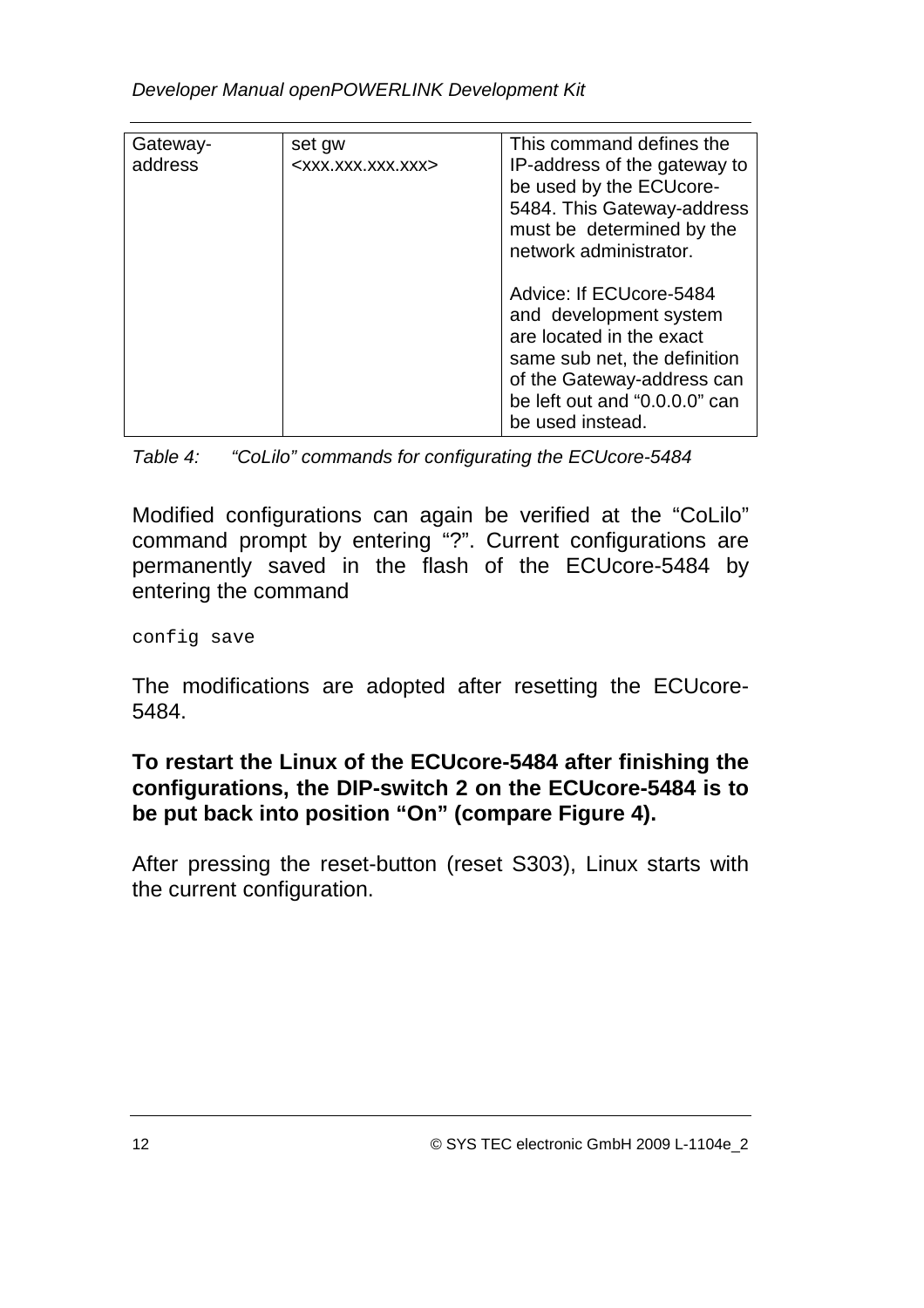| Gateway-address | set gw <xxx.xxx.xxx.xxx> | This command defines the IP-address of the gateway to be used by the ECUcore-5484. This Gateway-address must be determined by the network administrator.<br><br>Advice: If ECUcore-5484 and development system are located in the exact same sub net, the definition of the Gateway-address can be left out and “0.0.0.0” can be used instead. |
|---|---|---|

*Table 4: “CoLilo” commands for configurating the ECUcore-5484*

Modified configurations can again be verified at the “CoLilo” command prompt by entering “?”. Current configurations are permanently saved in the flash of the ECUcore-5484 by entering the command

```
config save
```

The modifications are adopted after resetting the ECUcore-5484.

**To restart the Linux of the ECUcore-5484 after finishing the configurations, the DIP-switch 2 on the ECUcore-5484 is to be put back into position “On” (compare Figure 4).**

After pressing the reset-button (reset S303), Linux starts with the current configuration.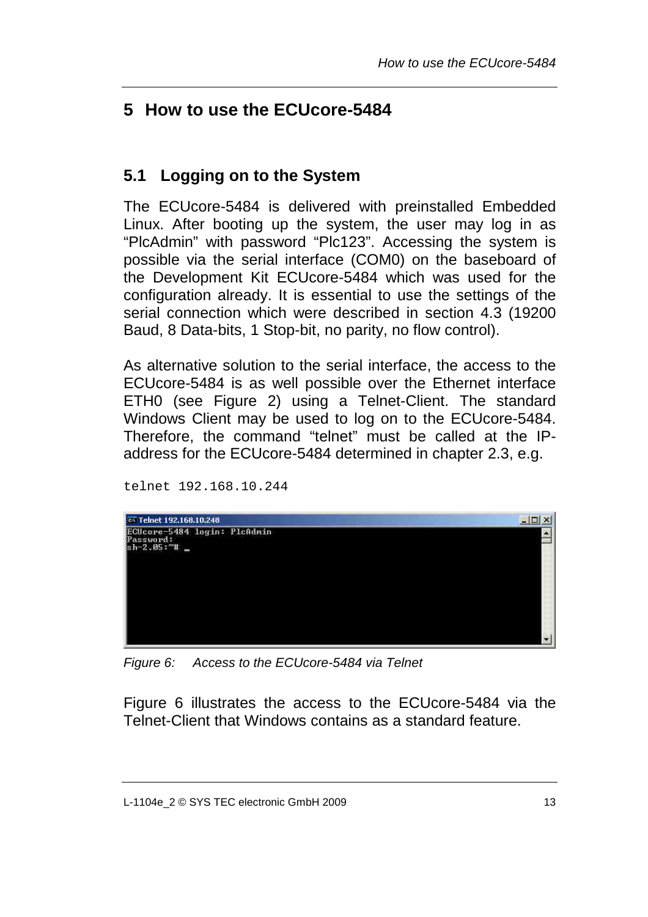# 5 How to use the ECUcore-5484

## 5.1 Logging on to the System

The ECUcore-5484 is delivered with preinstalled Embedded Linux. After booting up the system, the user may log in as "PlcAdmin" with password "Plc123". Accessing the system is possible via the serial interface (COM0) on the baseboard of the Development Kit ECUcore-5484 which was used for the configuration already. It is essential to use the settings of the serial connection which were described in section 4.3 (19200 Baud, 8 Data-bits, 1 Stop-bit, no parity, no flow control).

As alternative solution to the serial interface, the access to the ECUcore-5484 is as well possible over the Ethernet interface ETH0 (see Figure 2) using a Telnet-Client. The standard Windows Client may be used to log on to the ECUcore-5484. Therefore, the command "telnet" must be called at the IP-address for the ECUcore-5484 determined in chapter 2.3, e.g.

```
telnet 192.168.10.244
```

```
Telnet 192.168.10.248
ECUcore-5484 login: PlcAdmin
Password:
sh-2.05:~# _
```

*Figure 6: Access to the ECUcore-5484 via Telnet*

Figure 6 illustrates the access to the ECUcore-5484 via the Telnet-Client that Windows contains as a standard feature.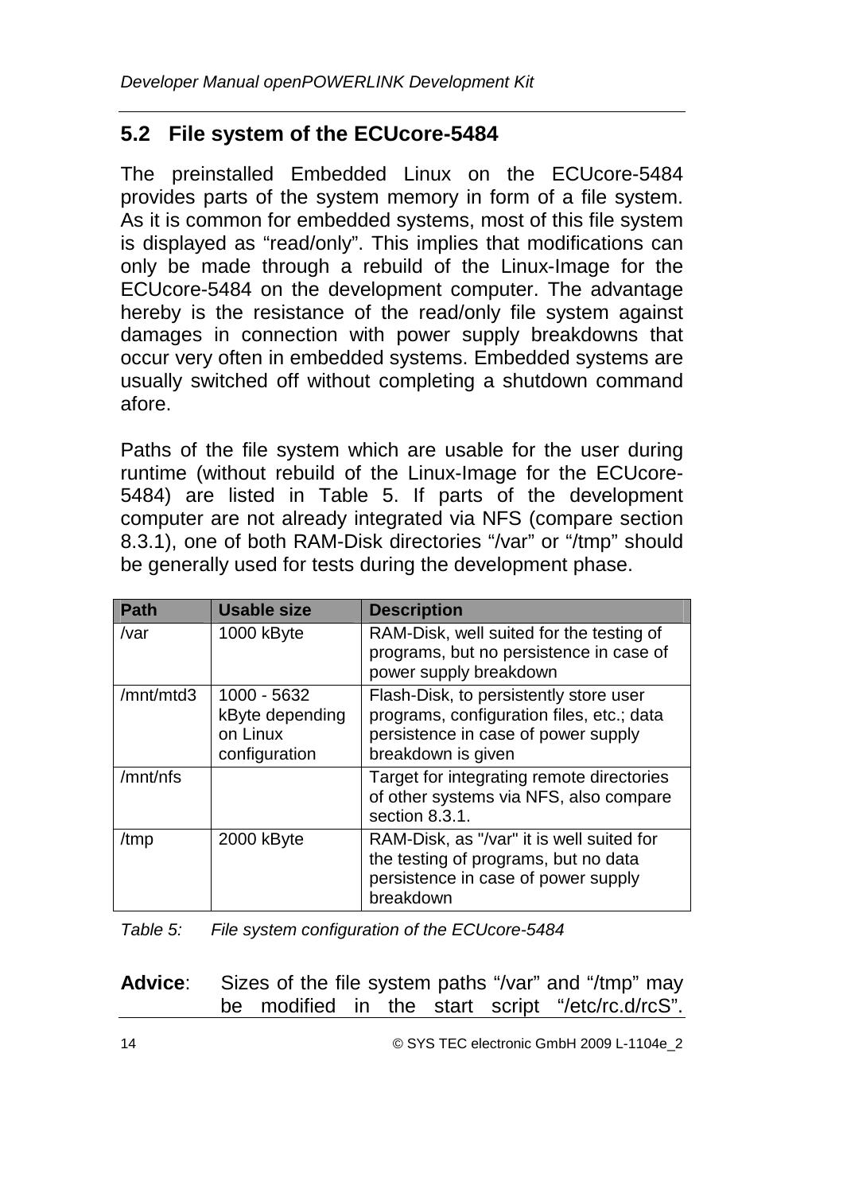## 5.2 File system of the ECUcore-5484

The preinstalled Embedded Linux on the ECUcore-5484 provides parts of the system memory in form of a file system. As it is common for embedded systems, most of this file system is displayed as “read/only”. This implies that modifications can only be made through a rebuild of the Linux-Image for the ECUcore-5484 on the development computer. The advantage hereby is the resistance of the read/only file system against damages in connection with power supply breakdowns that occur very often in embedded systems. Embedded systems are usually switched off without completing a shutdown command afore.

Paths of the file system which are usable for the user during runtime (without rebuild of the Linux-Image for the ECUcore-5484) are listed in Table 5. If parts of the development computer are not already integrated via NFS (compare section 8.3.1), one of both RAM-Disk directories “/var” or “/tmp” should be generally used for tests during the development phase.

| Path | Usable size | Description |
|---|---|---|
| /var | 1000 kByte | RAM-Disk, well suited for the testing of programs, but no persistence in case of power supply breakdown |
| /mnt/mtd3 | 1000 - 5632 kByte depending on Linux configuration | Flash-Disk, to persistently store user programs, configuration files, etc.; data persistence in case of power supply breakdown is given |
| /mnt/nfs | | Target for integrating remote directories of other systems via NFS, also compare section 8.3.1. |
| /tmp | 2000 kByte | RAM-Disk, as "/var" it is well suited for the testing of programs, but no data persistence in case of power supply breakdown |

*Table 5: File system configuration of the ECUcore-5484*

**Advice**: Sizes of the file system paths “/var” and “/tmp” may be modified in the start script “/etc/rc.d/rcS”.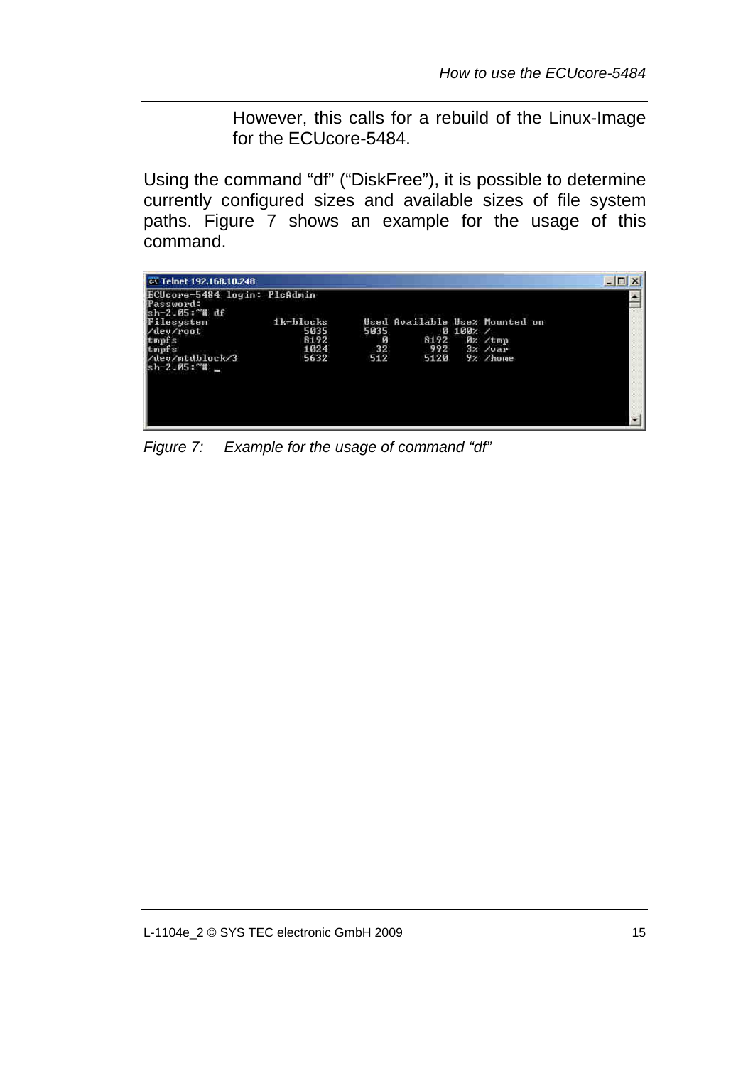However, this calls for a rebuild of the Linux-Image for the ECUcore-5484.

Using the command “df” (“DiskFree”), it is possible to determine currently configured sizes and available sizes of file system paths. Figure 7 shows an example for the usage of this command.

```
ECUcore-5484 login: PlcAdmin
Password:
sh-2.05:~# df
Filesystem           1k-blocks      Used Available Use% Mounted on
/dev/root                 5035      5035         0 100% /
tmpfs                     8192         0      8192   0% /tmp
tmpfs                     1024        32       992   3% /var
/dev/mtdblock/3           5632       512      5120   9% /home
sh-2.05:~# _
```

*Figure 7: Example for the usage of command “df”*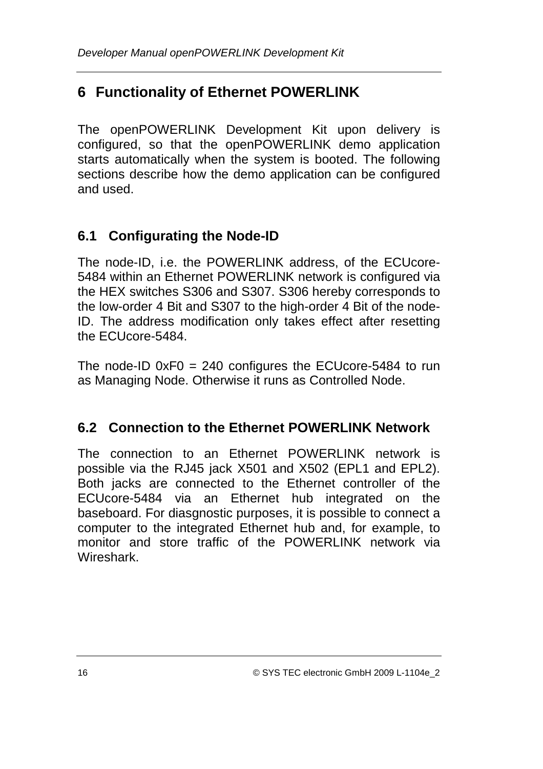# 6 Functionality of Ethernet POWERLINK

The openPOWERLINK Development Kit upon delivery is configured, so that the openPOWERLINK demo application starts automatically when the system is booted. The following sections describe how the demo application can be configured and used.

## 6.1 Configurating the Node-ID

The node-ID, i.e. the POWERLINK address, of the ECUcore-5484 within an Ethernet POWERLINK network is configured via the HEX switches S306 and S307. S306 hereby corresponds to the low-order 4 Bit and S307 to the high-order 4 Bit of the node-ID. The address modification only takes effect after resetting the ECUcore-5484.

The node-ID 0xF0 = 240 configures the ECUcore-5484 to run as Managing Node. Otherwise it runs as Controlled Node.

## 6.2 Connection to the Ethernet POWERLINK Network

The connection to an Ethernet POWERLINK network is possible via the RJ45 jack X501 and X502 (EPL1 and EPL2). Both jacks are connected to the Ethernet controller of the ECUcore-5484 via an Ethernet hub integrated on the baseboard. For diasgnostic purposes, it is possible to connect a computer to the integrated Ethernet hub and, for example, to monitor and store traffic of the POWERLINK network via Wireshark.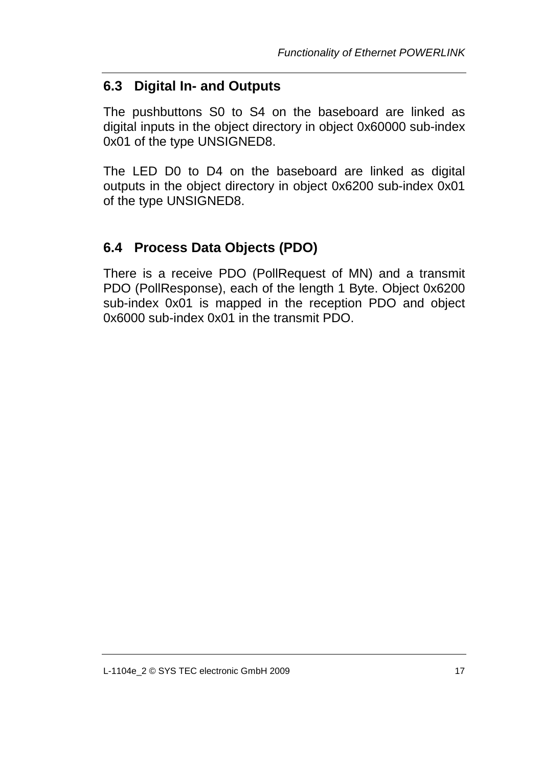## 6.3 Digital In- and Outputs

The pushbuttons S0 to S4 on the baseboard are linked as digital inputs in the object directory in object 0x60000 sub-index 0x01 of the type UNSIGNED8.

The LED D0 to D4 on the baseboard are linked as digital outputs in the object directory in object 0x6200 sub-index 0x01 of the type UNSIGNED8.

## 6.4 Process Data Objects (PDO)

There is a receive PDO (PollRequest of MN) and a transmit PDO (PollResponse), each of the length 1 Byte. Object 0x6200 sub-index 0x01 is mapped in the reception PDO and object 0x6000 sub-index 0x01 in the transmit PDO.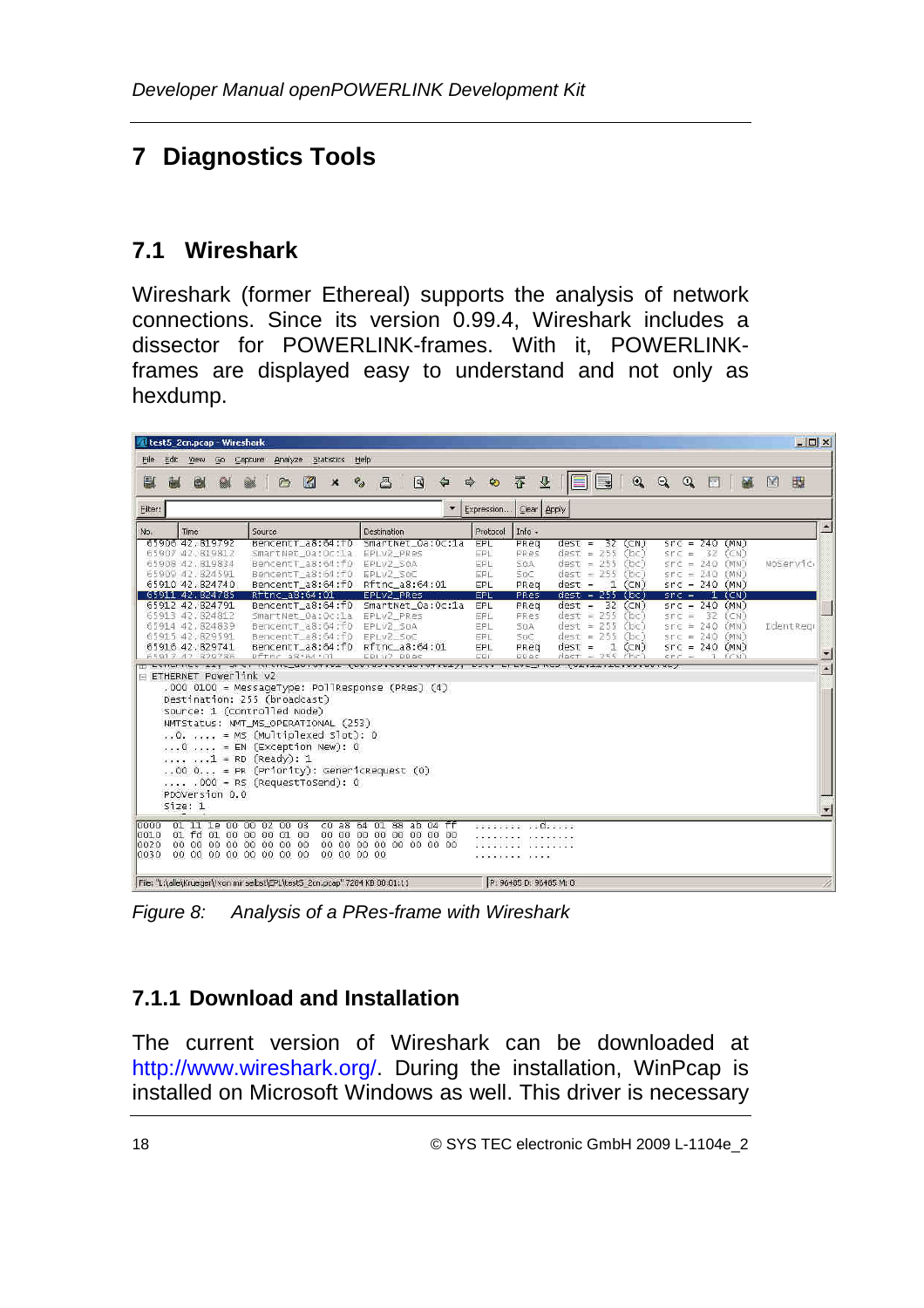# 7 Diagnostics Tools

## 7.1 Wireshark

Wireshark (former Ethereal) supports the analysis of network connections. Since its version 0.99.4, Wireshark includes a dissector for POWERLINK-frames. With it, POWERLINK-frames are displayed easy to understand and not only as hexdump.

*Figure 8: Analysis of a PRes-frame with Wireshark*

### 7.1.1 Download and Installation

The current version of Wireshark can be downloaded at http://www.wireshark.org/. During the installation, WinPcap is installed on Microsoft Windows as well. This driver is necessary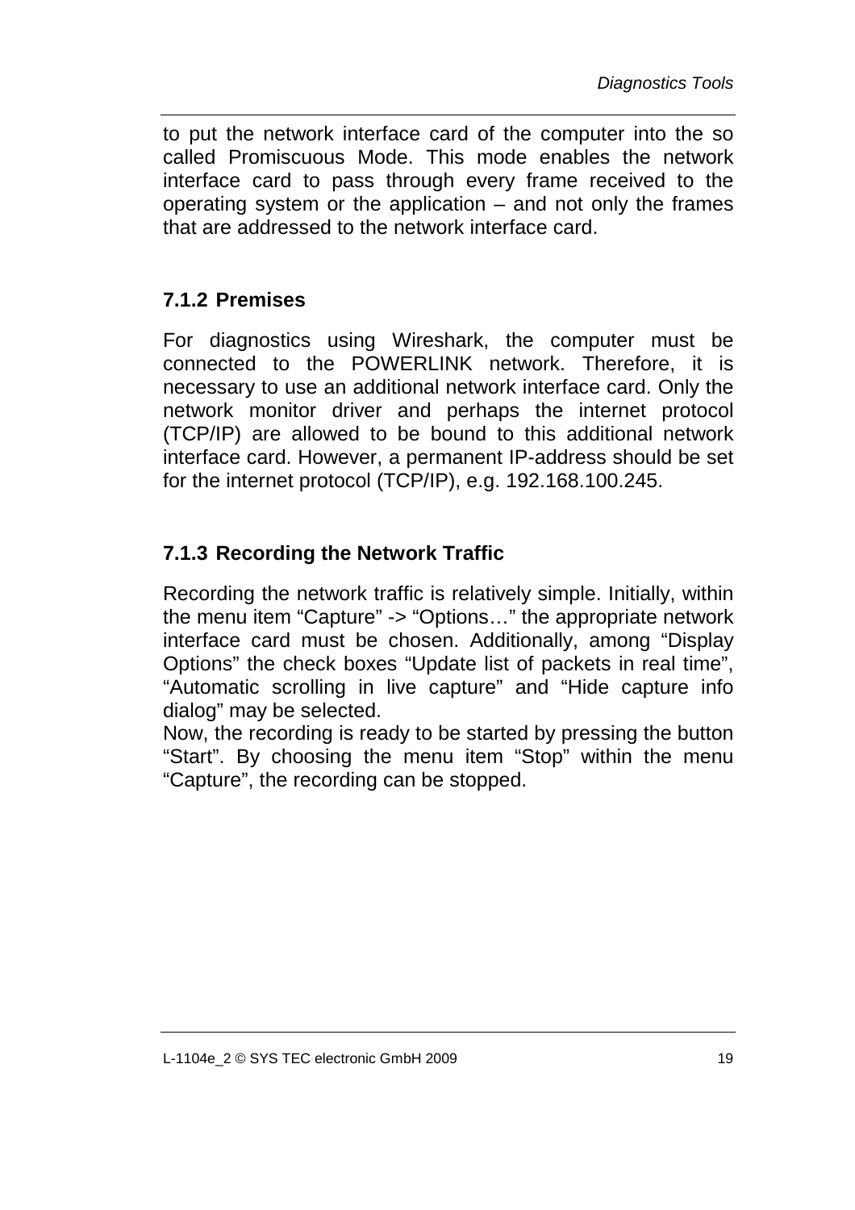to put the network interface card of the computer into the so called Promiscuous Mode. This mode enables the network interface card to pass through every frame received to the operating system or the application – and not only the frames that are addressed to the network interface card.

### 7.1.2 Premises

For diagnostics using Wireshark, the computer must be connected to the POWERLINK network. Therefore, it is necessary to use an additional network interface card. Only the network monitor driver and perhaps the internet protocol (TCP/IP) are allowed to be bound to this additional network interface card. However, a permanent IP-address should be set for the internet protocol (TCP/IP), e.g. 192.168.100.245.

### 7.1.3 Recording the Network Traffic

Recording the network traffic is relatively simple. Initially, within the menu item “Capture” -> “Options…” the appropriate network interface card must be chosen. Additionally, among “Display Options” the check boxes “Update list of packets in real time”, “Automatic scrolling in live capture” and “Hide capture info dialog” may be selected.
Now, the recording is ready to be started by pressing the button “Start”. By choosing the menu item “Stop” within the menu “Capture”, the recording can be stopped.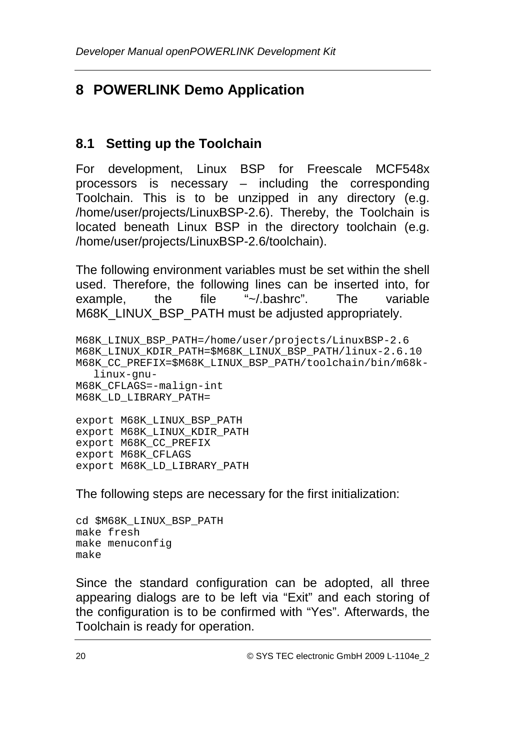# 8 POWERLINK Demo Application

## 8.1 Setting up the Toolchain

For development, Linux BSP for Freescale MCF548x processors is necessary – including the corresponding Toolchain. This is to be unzipped in any directory (e.g. /home/user/projects/LinuxBSP-2.6). Thereby, the Toolchain is located beneath Linux BSP in the directory toolchain (e.g. /home/user/projects/LinuxBSP-2.6/toolchain).

The following environment variables must be set within the shell used. Therefore, the following lines can be inserted into, for example, the file "~/.bashrc". The variable M68K_LINUX_BSP_PATH must be adjusted appropriately.

```
M68K_LINUX_BSP_PATH=/home/user/projects/LinuxBSP-2.6
M68K_LINUX_KDIR_PATH=$M68K_LINUX_BSP_PATH/linux-2.6.10
M68K_CC_PREFIX=$M68K_LINUX_BSP_PATH/toolchain/bin/m68k-
   linux-gnu-
M68K_CFLAGS=-malign-int
M68K_LD_LIBRARY_PATH=

export M68K_LINUX_BSP_PATH
export M68K_LINUX_KDIR_PATH
export M68K_CC_PREFIX
export M68K_CFLAGS
export M68K_LD_LIBRARY_PATH
```

The following steps are necessary for the first initialization:

```
cd $M68K_LINUX_BSP_PATH
make fresh
make menuconfig
make
```

Since the standard configuration can be adopted, all three appearing dialogs are to be left via "Exit" and each storing of the configuration is to be confirmed with "Yes". Afterwards, the Toolchain is ready for operation.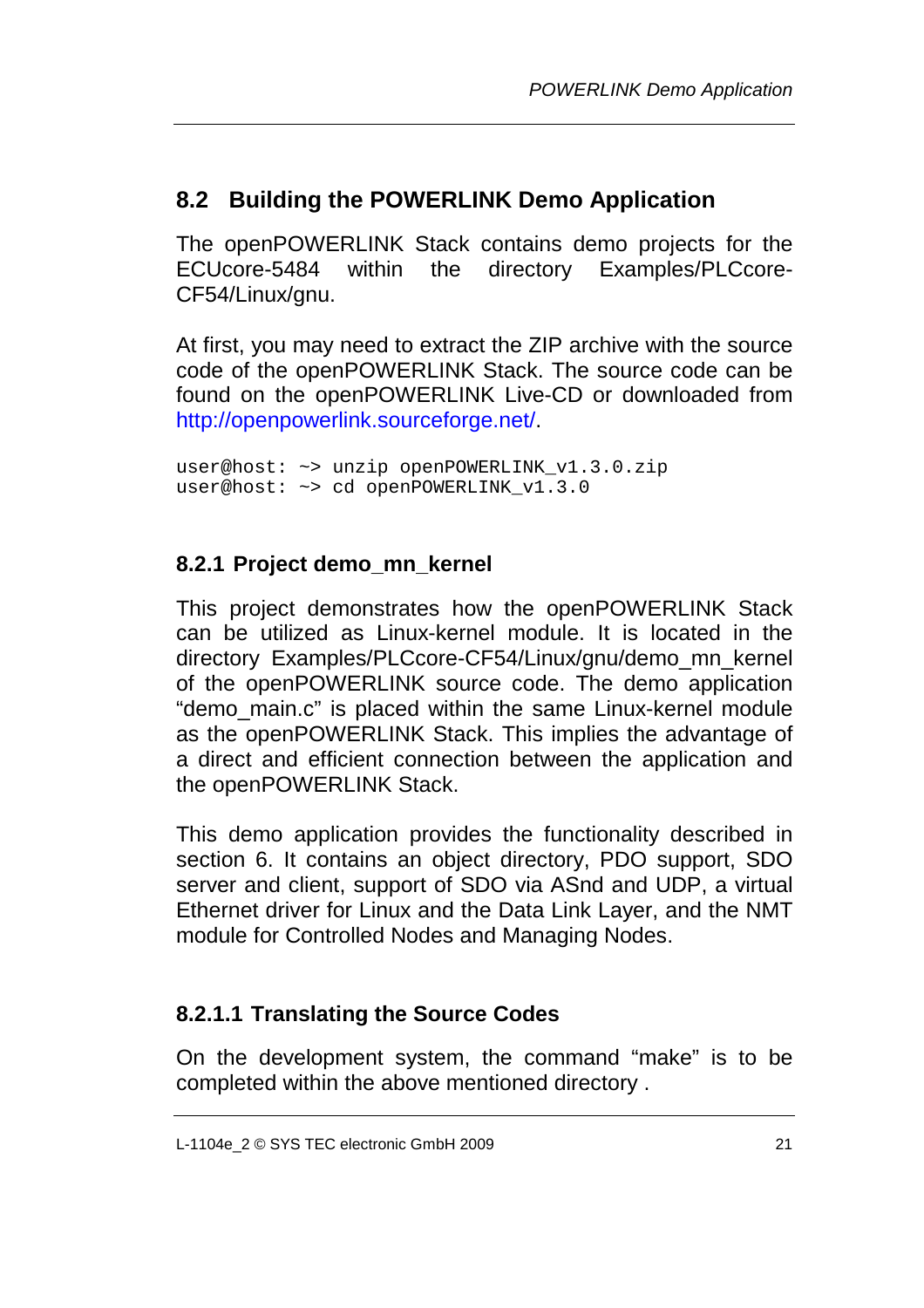## 8.2 Building the POWERLINK Demo Application

The openPOWERLINK Stack contains demo projects for the ECUcore-5484 within the directory Examples/PLCcore-CF54/Linux/gnu.

At first, you may need to extract the ZIP archive with the source code of the openPOWERLINK Stack. The source code can be found on the openPOWERLINK Live-CD or downloaded from http://openpowerlink.sourceforge.net/.

```
user@host: ~> unzip openPOWERLINK_v1.3.0.zip
user@host: ~> cd openPOWERLINK_v1.3.0
```

### 8.2.1 Project demo_mn_kernel

This project demonstrates how the openPOWERLINK Stack can be utilized as Linux-kernel module. It is located in the directory Examples/PLCcore-CF54/Linux/gnu/demo_mn_kernel of the openPOWERLINK source code. The demo application “demo_main.c” is placed within the same Linux-kernel module as the openPOWERLINK Stack. This implies the advantage of a direct and efficient connection between the application and the openPOWERLINK Stack.

This demo application provides the functionality described in section 6. It contains an object directory, PDO support, SDO server and client, support of SDO via ASnd and UDP, a virtual Ethernet driver for Linux and the Data Link Layer, and the NMT module for Controlled Nodes and Managing Nodes.

#### 8.2.1.1 Translating the Source Codes

On the development system, the command “make” is to be completed within the above mentioned directory .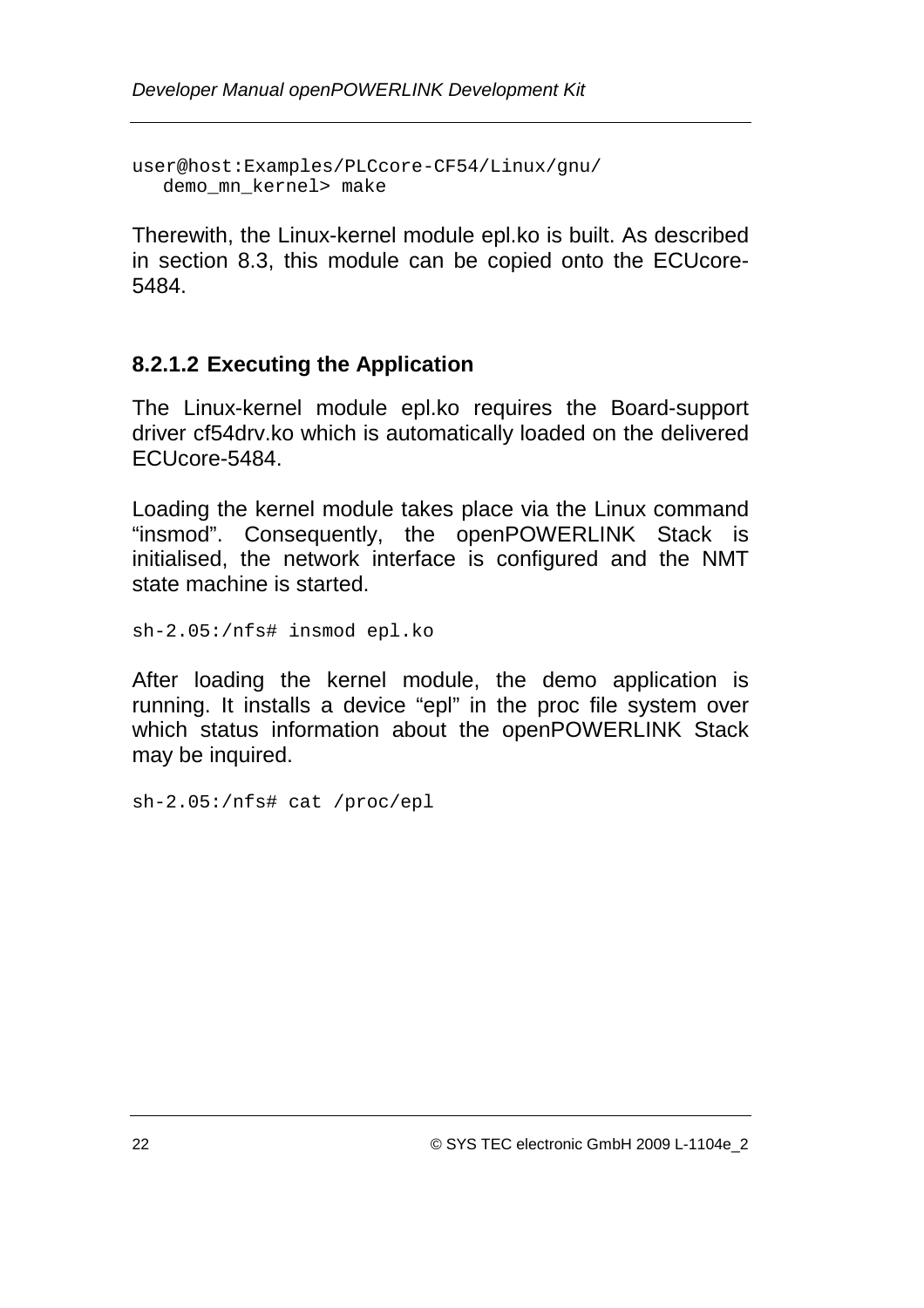```
user@host:Examples/PLCcore-CF54/Linux/gnu/
   demo_mn_kernel> make
```

Therewith, the Linux-kernel module epl.ko is built. As described in section 8.3, this module can be copied onto the ECUcore-5484.

#### 8.2.1.2 Executing the Application

The Linux-kernel module epl.ko requires the Board-support driver cf54drv.ko which is automatically loaded on the delivered ECUcore-5484.

Loading the kernel module takes place via the Linux command “insmod”. Consequently, the openPOWERLINK Stack is initialised, the network interface is configured and the NMT state machine is started.

```
sh-2.05:/nfs# insmod epl.ko
```

After loading the kernel module, the demo application is running. It installs a device “epl” in the proc file system over which status information about the openPOWERLINK Stack may be inquired.

```
sh-2.05:/nfs# cat /proc/epl
```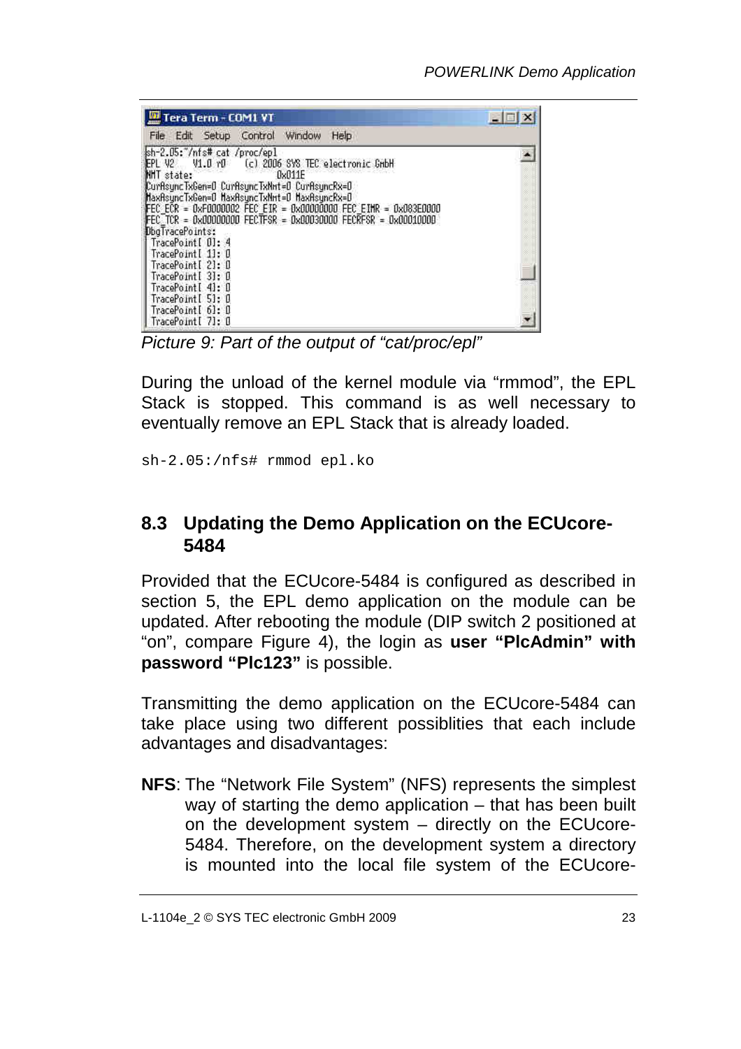```
sh-2.05:~/nfs# cat /proc/epl
EPL V2    V1.0 r0    (c) 2006 SYS TEC electronic GmbH
NMT state:             0x011E
CurAsyncTxGen=0 CurAsyncTxNmt=0 CurAsyncRx=0
MaxAsyncTxGen=0 MaxAsyncTxNmt=0 MaxAsyncRx=0
FEC_ECR = 0xF0000002 FEC_EIR = 0x00000000 FEC_EIMR = 0x083E0000
FEC_TCR = 0x00000000 FECTFSR = 0x00030000 FECRFSR = 0x00010000
DbgTracePoints:
 TracePoint[ 0]: 4
 TracePoint[ 1]: 0
 TracePoint[ 2]: 0
 TracePoint[ 3]: 0
 TracePoint[ 4]: 0
 TracePoint[ 5]: 0
 TracePoint[ 6]: 0
 TracePoint[ 7]: 0
```

*Picture 9: Part of the output of “cat/proc/epl”*

During the unload of the kernel module via “rmmod”, the EPL Stack is stopped. This command is as well necessary to eventually remove an EPL Stack that is already loaded.

```
sh-2.05:/nfs# rmmod epl.ko
```

## 8.3 Updating the Demo Application on the ECUcore-5484

Provided that the ECUcore-5484 is configured as described in section 5, the EPL demo application on the module can be updated. After rebooting the module (DIP switch 2 positioned at “on”, compare Figure 4), the login as **user “PlcAdmin” with password “Plc123”** is possible.

Transmitting the demo application on the ECUcore-5484 can take place using two different possiblities that each include advantages and disadvantages:

**NFS**: The “Network File System” (NFS) represents the simplest way of starting the demo application – that has been built on the development system – directly on the ECUcore-5484. Therefore, on the development system a directory is mounted into the local file system of the ECUcore-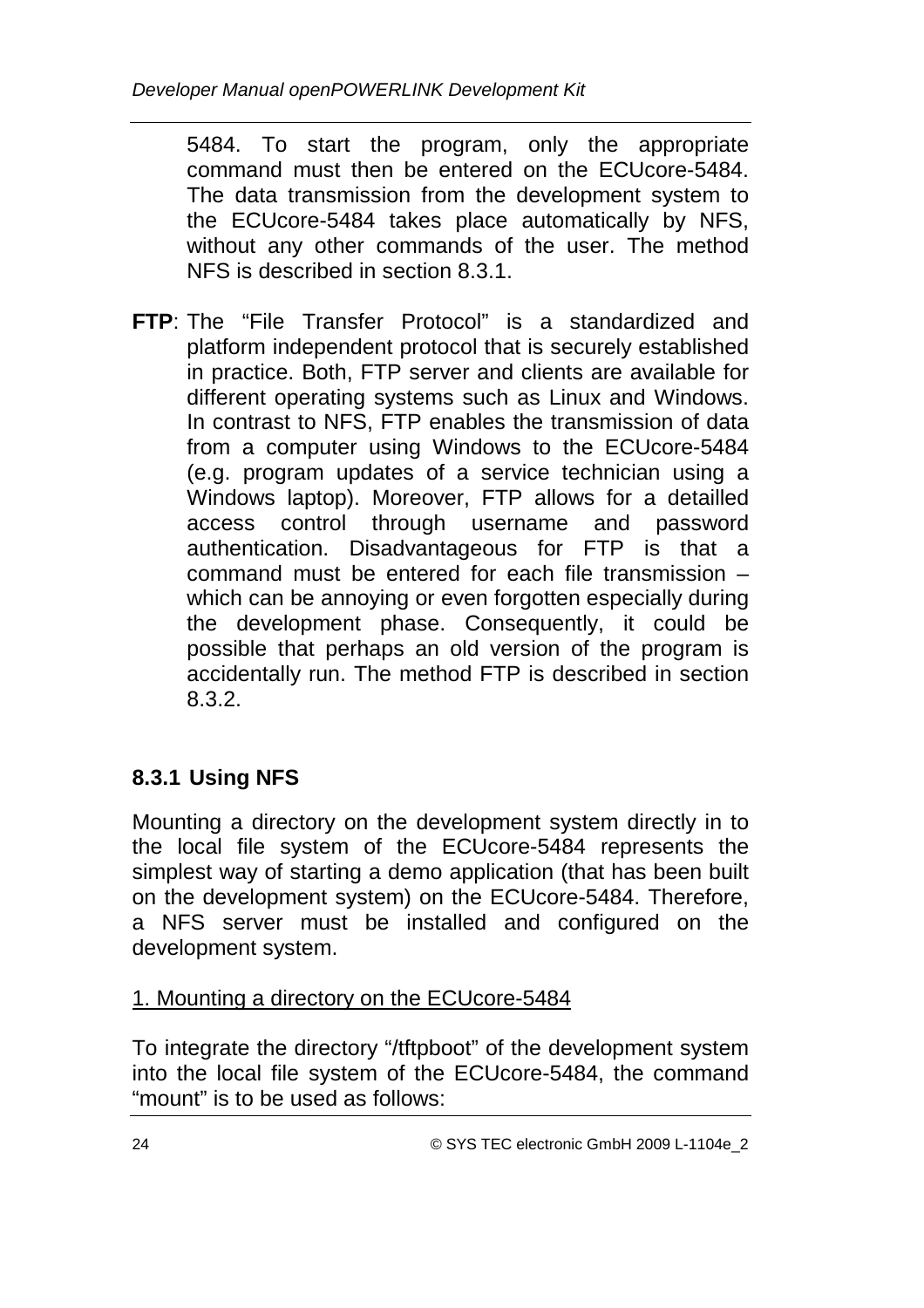5484. To start the program, only the appropriate command must then be entered on the ECUcore-5484. The data transmission from the development system to the ECUcore-5484 takes place automatically by NFS, without any other commands of the user. The method NFS is described in section 8.3.1.

**FTP**: The “File Transfer Protocol” is a standardized and platform independent protocol that is securely established in practice. Both, FTP server and clients are available for different operating systems such as Linux and Windows. In contrast to NFS, FTP enables the transmission of data from a computer using Windows to the ECUcore-5484 (e.g. program updates of a service technician using a Windows laptop). Moreover, FTP allows for a detailled access control through username and password authentication. Disadvantageous for FTP is that a command must be entered for each file transmission – which can be annoying or even forgotten especially during the development phase. Consequently, it could be possible that perhaps an old version of the program is accidentally run. The method FTP is described in section 8.3.2.

### 8.3.1 Using NFS

Mounting a directory on the development system directly in to the local file system of the ECUcore-5484 represents the simplest way of starting a demo application (that has been built on the development system) on the ECUcore-5484. Therefore, a NFS server must be installed and configured on the development system.

<u>1. Mounting a directory on the ECUcore-5484</u>

To integrate the directory “/tftpboot” of the development system into the local file system of the ECUcore-5484, the command “mount” is to be used as follows: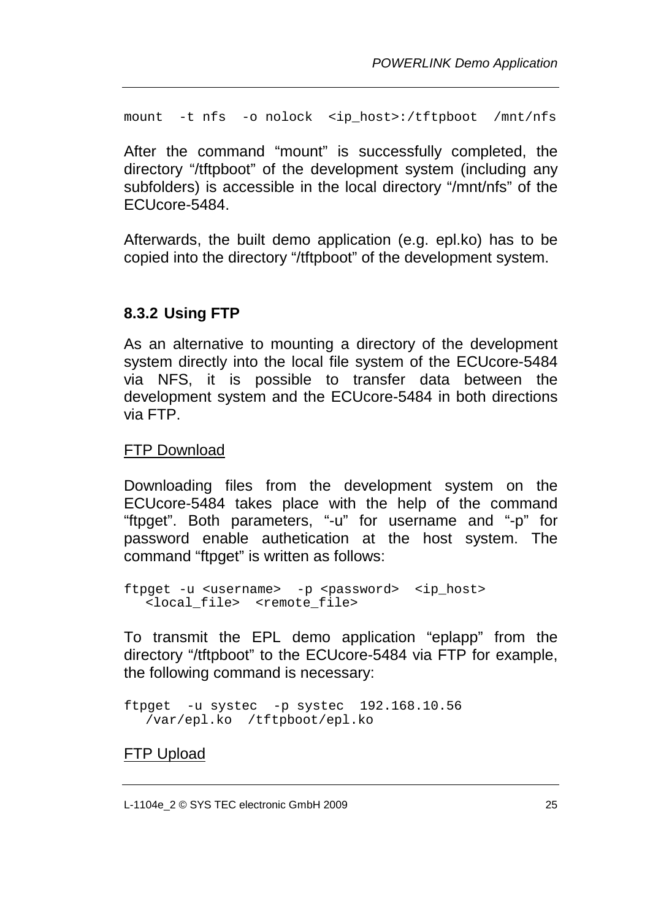```
mount  -t nfs  -o nolock  <ip_host>:/tftpboot  /mnt/nfs
```

After the command "mount" is successfully completed, the directory "/tftpboot" of the development system (including any subfolders) is accessible in the local directory "/mnt/nfs" of the ECUcore-5484.

Afterwards, the built demo application (e.g. epl.ko) has to be copied into the directory "/tftpboot" of the development system.

### 8.3.2 Using FTP

As an alternative to mounting a directory of the development system directly into the local file system of the ECUcore-5484 via NFS, it is possible to transfer data between the development system and the ECUcore-5484 in both directions via FTP.

FTP Download

Downloading files from the development system on the ECUcore-5484 takes place with the help of the command "ftpget". Both parameters, "-u" for username and "-p" for password enable authetication at the host system. The command "ftpget" is written as follows:

```
ftpget -u <username>  -p <password>  <ip_host>
   <local_file>  <remote_file>
```

To transmit the EPL demo application "eplapp" from the directory "/tftpboot" to the ECUcore-5484 via FTP for example, the following command is necessary:

```
ftpget  -u systec  -p systec  192.168.10.56
   /var/epl.ko  /tftpboot/epl.ko
```

FTP Upload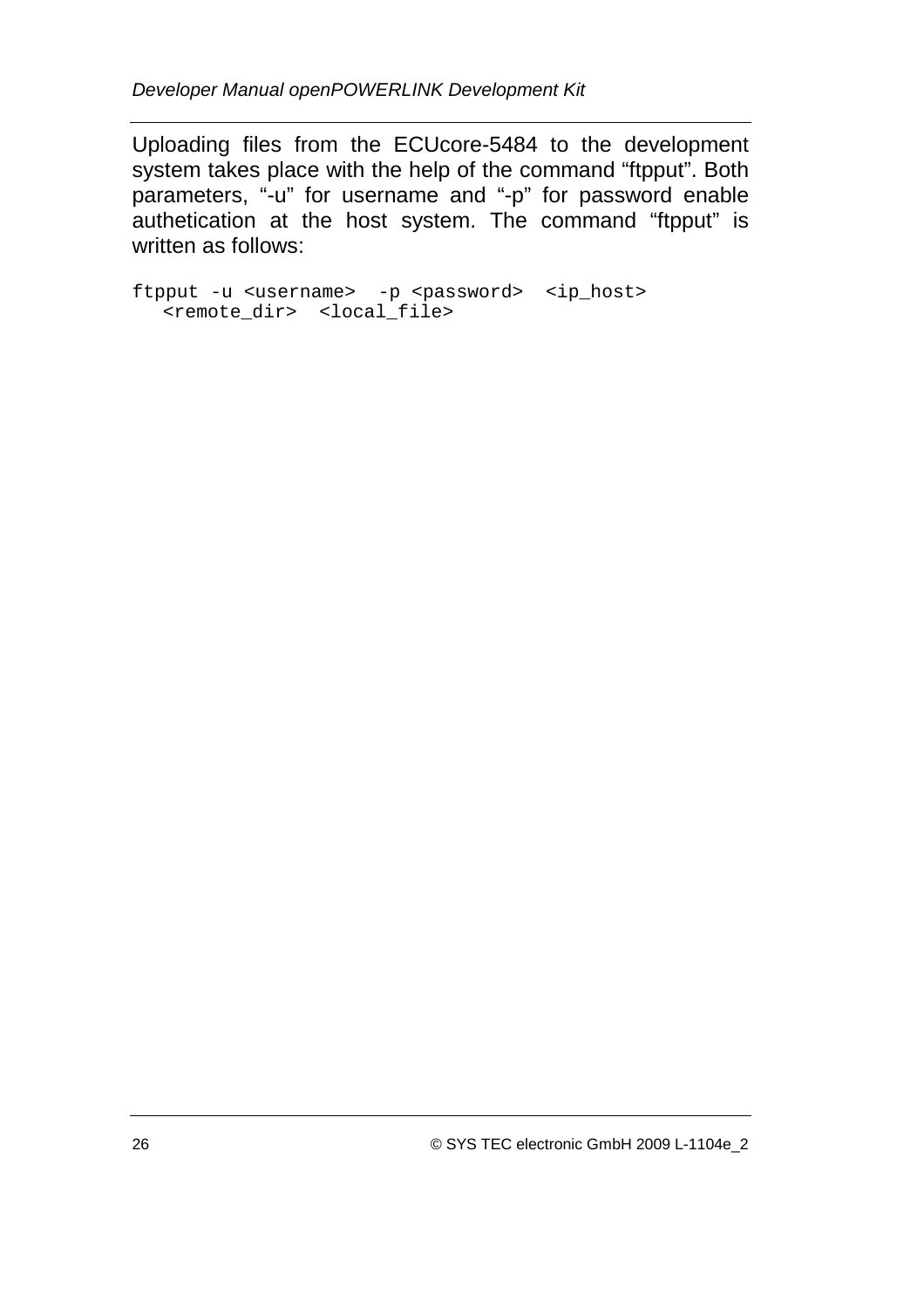Uploading files from the ECUcore-5484 to the development system takes place with the help of the command “ftpput”. Both parameters, “-u” for username and “-p” for password enable authetication at the host system. The command “ftpput” is written as follows:

```
ftpput -u <username>  -p <password>  <ip_host>
   <remote_dir>  <local_file>
```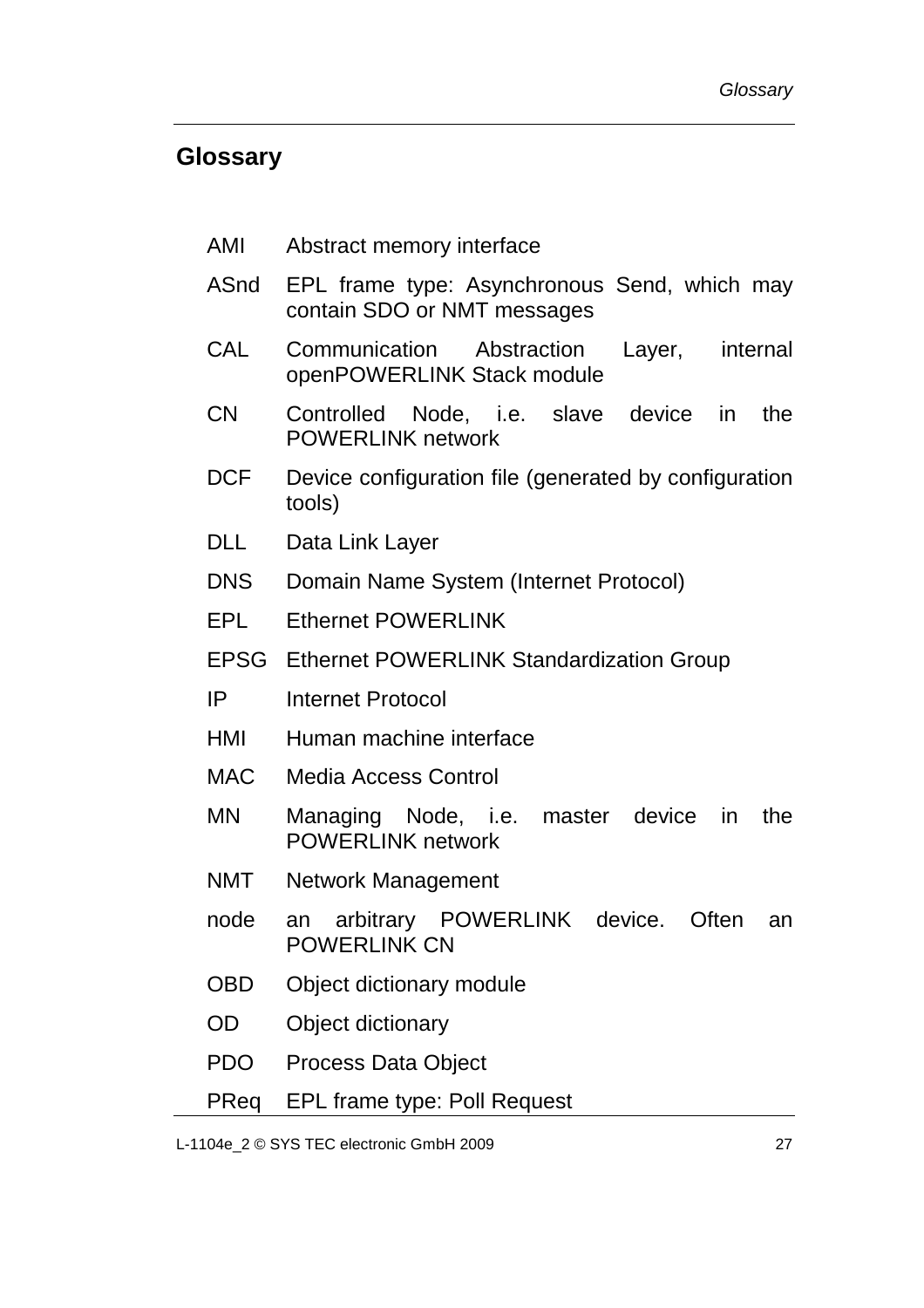# Glossary

| | |
|---|---|
| AMI | Abstract memory interface |
| ASnd | EPL frame type: Asynchronous Send, which may contain SDO or NMT messages |
| CAL | Communication Abstraction Layer, internal openPOWERLINK Stack module |
| CN | Controlled Node, i.e. slave device in the POWERLINK network |
| DCF | Device configuration file (generated by configuration tools) |
| DLL | Data Link Layer |
| DNS | Domain Name System (Internet Protocol) |
| EPL | Ethernet POWERLINK |
| EPSG | Ethernet POWERLINK Standardization Group |
| IP | Internet Protocol |
| HMI | Human machine interface |
| MAC | Media Access Control |
| MN | Managing Node, i.e. master device in the POWERLINK network |
| NMT | Network Management |
| node | an arbitrary POWERLINK device. Often an POWERLINK CN |
| OBD | Object dictionary module |
| OD | Object dictionary |
| PDO | Process Data Object |
| PReq | EPL frame type: Poll Request |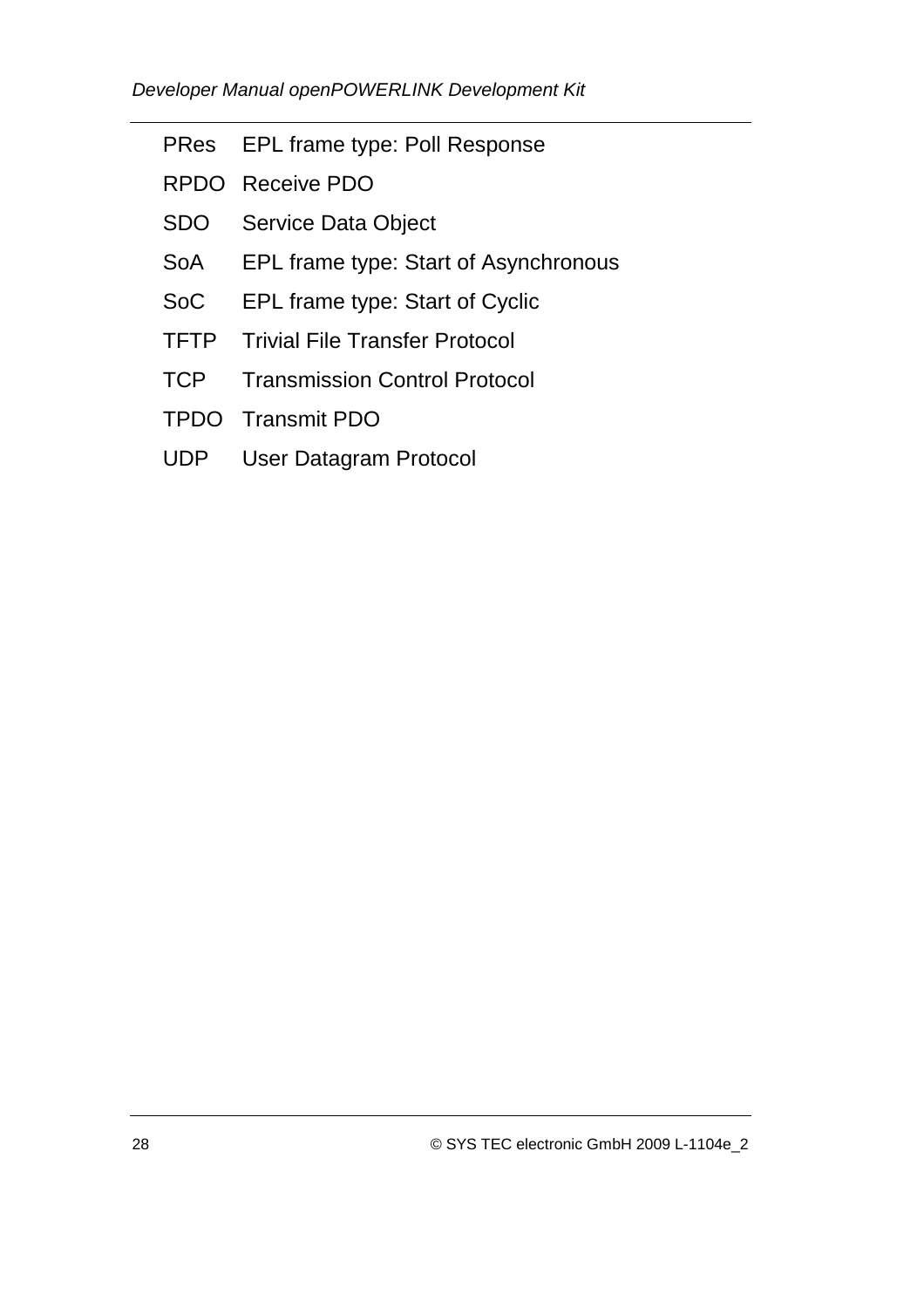| | |
|---|---|
| PRes | EPL frame type: Poll Response |
| RPDO | Receive PDO |
| SDO | Service Data Object |
| SoA | EPL frame type: Start of Asynchronous |
| SoC | EPL frame type: Start of Cyclic |
| TFTP | Trivial File Transfer Protocol |
| TCP | Transmission Control Protocol |
| TPDO | Transmit PDO |
| UDP | User Datagram Protocol |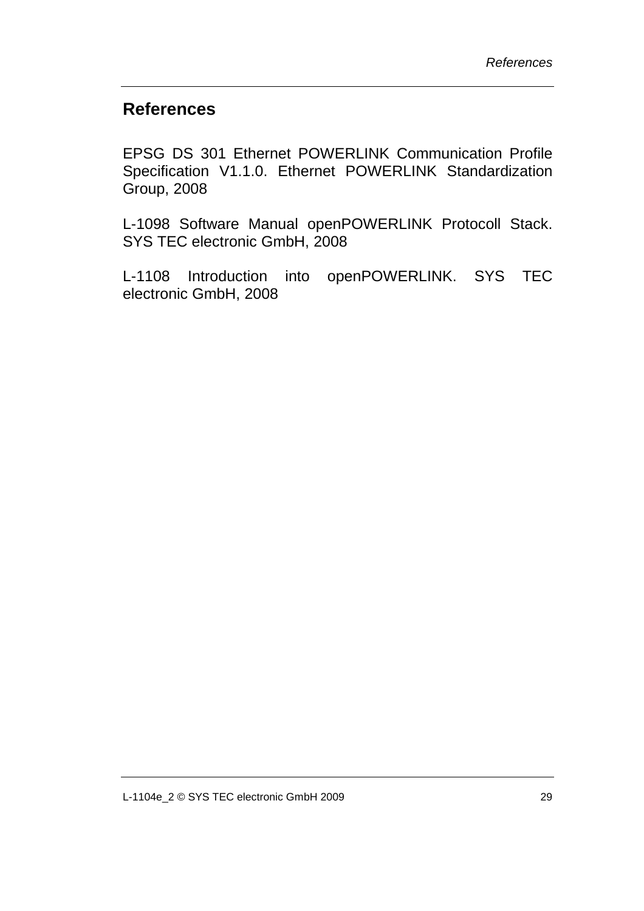# References

EPSG DS 301 Ethernet POWERLINK Communication Profile Specification V1.1.0. Ethernet POWERLINK Standardization Group, 2008

L-1098 Software Manual openPOWERLINK Protocoll Stack. SYS TEC electronic GmbH, 2008

L-1108 Introduction into openPOWERLINK. SYS TEC electronic GmbH, 2008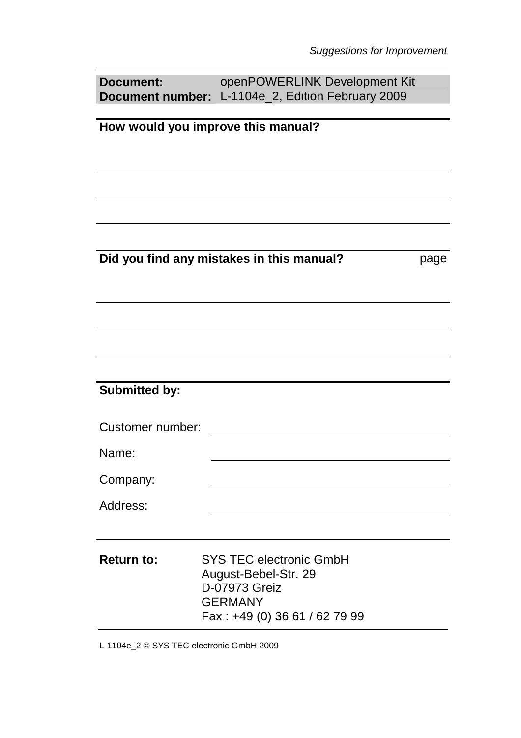*Suggestions for Improvement*

| **Document:** | openPOWERLINK Development Kit |
|---|---|
| **Document number:** | L-1104e_2, Edition February 2009 |

**How would you improve this manual?**

**Did you find any mistakes in this manual?** page

**Submitted by:**

Customer number:

Name:

Company:

Address:

**Return to:** SYS TEC electronic GmbH
August-Bebel-Str. 29
D-07973 Greiz
GERMANY
Fax : +49 (0) 36 61 / 62 79 99

L-1104e_2 © SYS TEC electronic GmbH 2009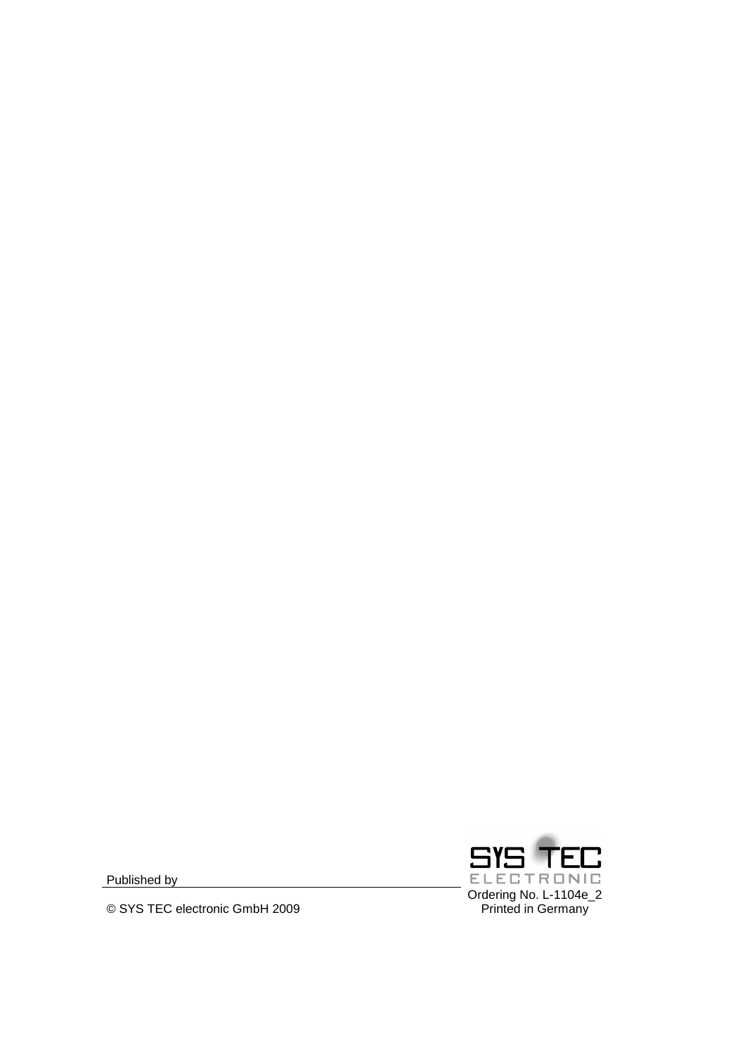Published by

SYS TEC
ELECTRONIC

© SYS TEC electronic GmbH 2009

Ordering No. L-1104e_2
Printed in Germany